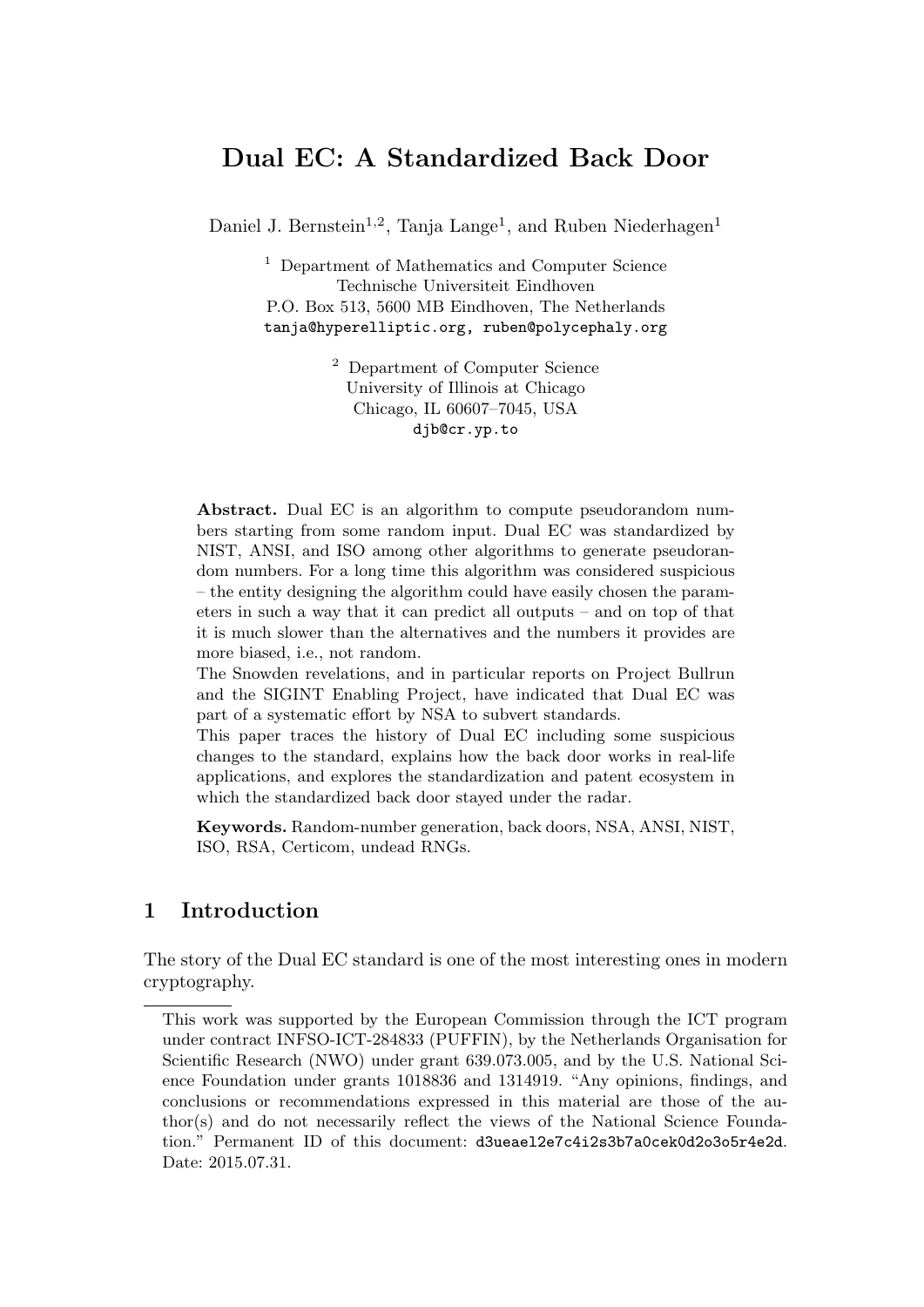# Dual EC: A Standardized Back Door

Daniel J. Bernstein[1,2], Tanja Lange[1], and Ruben Niederhagen[1]

[1] Department of Mathematics and Computer Science
Technische Universiteit Eindhoven
P.O. Box 513, 5600 MB Eindhoven, The Netherlands
tanja@hyperelliptic.org, ruben@polycephaly.org

[2] Department of Computer Science
University of Illinois at Chicago
Chicago, IL 60607–7045, USA
djb@cr.yp.to

**Abstract.** Dual EC is an algorithm to compute pseudorandom numbers starting from some random input. Dual EC was standardized by NIST, ANSI, and ISO among other algorithms to generate pseudorandom numbers. For a long time this algorithm was considered suspicious – the entity designing the algorithm could have easily chosen the parameters in such a way that it can predict all outputs – and on top of that it is much slower than the alternatives and the numbers it provides are more biased, i.e., not random.

The Snowden revelations, and in particular reports on Project Bullrun and the SIGINT Enabling Project, have indicated that Dual EC was part of a systematic effort by NSA to subvert standards.

This paper traces the history of Dual EC including some suspicious changes to the standard, explains how the back door works in real-life applications, and explores the standardization and patent ecosystem in which the standardized back door stayed under the radar.

**Keywords.** Random-number generation, back doors, NSA, ANSI, NIST, ISO, RSA, Certicom, undead RNGs.

## 1 Introduction

The story of the Dual EC standard is one of the most interesting ones in modern cryptography.

---

This work was supported by the European Commission through the ICT program under contract INFSO-ICT-284833 (PUFFIN), by the Netherlands Organisation for Scientific Research (NWO) under grant 639.073.005, and by the U.S. National Science Foundation under grants 1018836 and 1314919. "Any opinions, findings, and conclusions or recommendations expressed in this material are those of the author(s) and do not necessarily reflect the views of the National Science Foundation." Permanent ID of this document: d3ueael2e7c4i2s3b7a0cek0d2o3o5r4e2d. Date: 2015.07.31.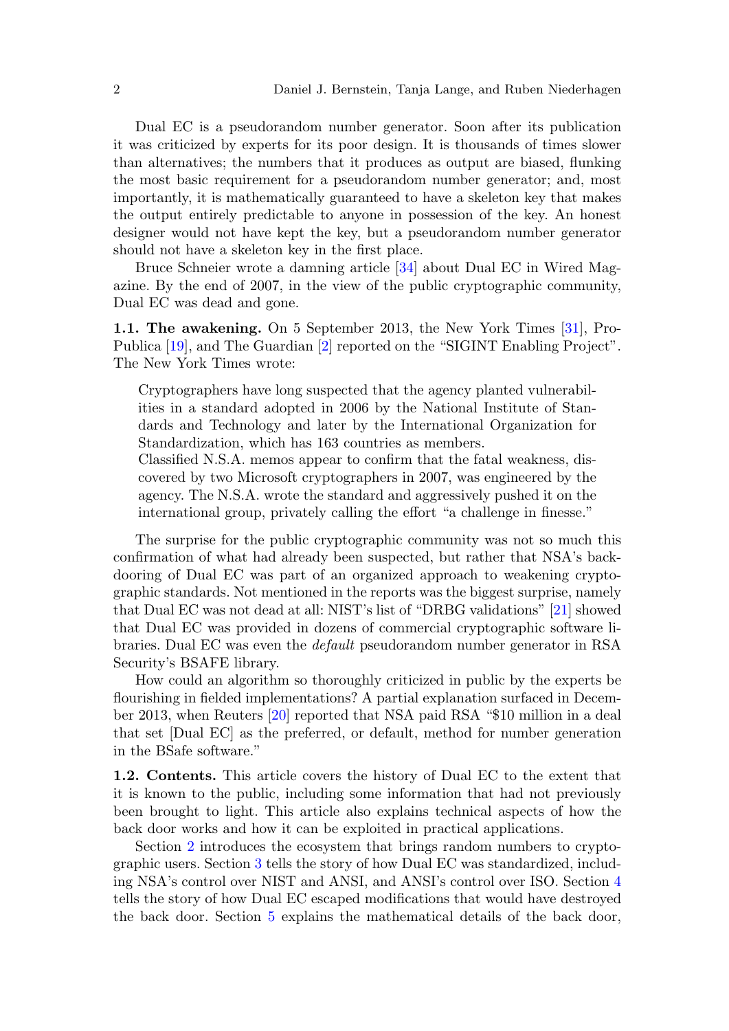Dual EC is a pseudorandom number generator. Soon after its publication it was criticized by experts for its poor design. It is thousands of times slower than alternatives; the numbers that it produces as output are biased, flunking the most basic requirement for a pseudorandom number generator; and, most importantly, it is mathematically guaranteed to have a skeleton key that makes the output entirely predictable to anyone in possession of the key. An honest designer would not have kept the key, but a pseudorandom number generator should not have a skeleton key in the first place.

Bruce Schneier wrote a damning article [34] about Dual EC in Wired Magazine. By the end of 2007, in the view of the public cryptographic community, Dual EC was dead and gone.

**1.1. The awakening.** On 5 September 2013, the New York Times [31], ProPublica [19], and The Guardian [2] reported on the "SIGINT Enabling Project". The New York Times wrote:

> Cryptographers have long suspected that the agency planted vulnerabilities in a standard adopted in 2006 by the National Institute of Standards and Technology and later by the International Organization for Standardization, which has 163 countries as members.
> Classified N.S.A. memos appear to confirm that the fatal weakness, discovered by two Microsoft cryptographers in 2007, was engineered by the agency. The N.S.A. wrote the standard and aggressively pushed it on the international group, privately calling the effort "a challenge in finesse."

The surprise for the public cryptographic community was not so much this confirmation of what had already been suspected, but rather that NSA's backdooring of Dual EC was part of an organized approach to weakening cryptographic standards. Not mentioned in the reports was the biggest surprise, namely that Dual EC was not dead at all: NIST's list of "DRBG validations" [21] showed that Dual EC was provided in dozens of commercial cryptographic software libraries. Dual EC was even the *default* pseudorandom number generator in RSA Security's BSAFE library.

How could an algorithm so thoroughly criticized in public by the experts be flourishing in fielded implementations? A partial explanation surfaced in December 2013, when Reuters [20] reported that NSA paid RSA "$10 million in a deal that set [Dual EC] as the preferred, or default, method for number generation in the BSafe software."

**1.2. Contents.** This article covers the history of Dual EC to the extent that it is known to the public, including some information that had not previously been brought to light. This article also explains technical aspects of how the back door works and how it can be exploited in practical applications.

Section 2 introduces the ecosystem that brings random numbers to cryptographic users. Section 3 tells the story of how Dual EC was standardized, including NSA's control over NIST and ANSI, and ANSI's control over ISO. Section 4 tells the story of how Dual EC escaped modifications that would have destroyed the back door. Section 5 explains the mathematical details of the back door,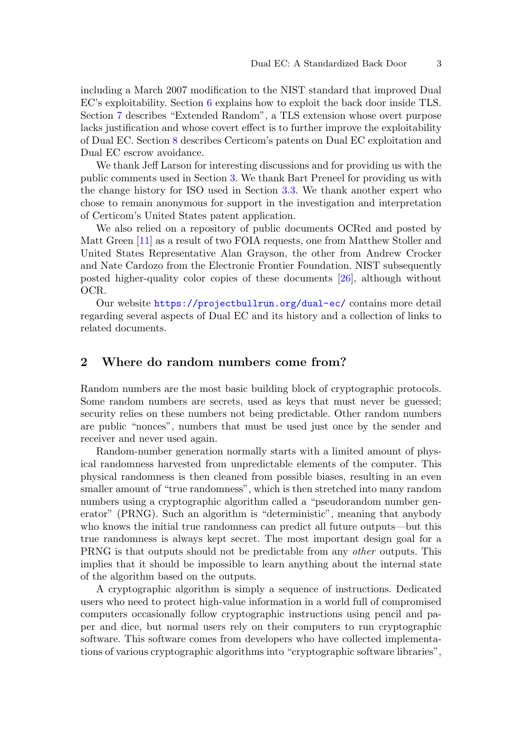including a March 2007 modification to the NIST standard that improved Dual EC's exploitability. Section 6 explains how to exploit the back door inside TLS. Section 7 describes "Extended Random", a TLS extension whose overt purpose lacks justification and whose covert effect is to further improve the exploitability of Dual EC. Section 8 describes Certicom's patents on Dual EC exploitation and Dual EC escrow avoidance.

We thank Jeff Larson for interesting discussions and for providing us with the public comments used in Section 3. We thank Bart Preneel for providing us with the change history for ISO used in Section 3.3. We thank another expert who chose to remain anonymous for support in the investigation and interpretation of Certicom's United States patent application.

We also relied on a repository of public documents OCRed and posted by Matt Green [11] as a result of two FOIA requests, one from Matthew Stoller and United States Representative Alan Grayson, the other from Andrew Crocker and Nate Cardozo from the Electronic Frontier Foundation. NIST subsequently posted higher-quality color copies of these documents [26], although without OCR.

Our website https://projectbullrun.org/dual-ec/ contains more detail regarding several aspects of Dual EC and its history and a collection of links to related documents.

## 2 Where do random numbers come from?

Random numbers are the most basic building block of cryptographic protocols. Some random numbers are secrets, used as keys that must never be guessed; security relies on these numbers not being predictable. Other random numbers are public "nonces", numbers that must be used just once by the sender and receiver and never used again.

Random-number generation normally starts with a limited amount of physical randomness harvested from unpredictable elements of the computer. This physical randomness is then cleaned from possible biases, resulting in an even smaller amount of "true randomness", which is then stretched into many random numbers using a cryptographic algorithm called a "pseudorandom number generator" (PRNG). Such an algorithm is "deterministic", meaning that anybody who knows the initial true randomness can predict all future outputs—but this true randomness is always kept secret. The most important design goal for a PRNG is that outputs should not be predictable from any *other* outputs. This implies that it should be impossible to learn anything about the internal state of the algorithm based on the outputs.

A cryptographic algorithm is simply a sequence of instructions. Dedicated users who need to protect high-value information in a world full of compromised computers occasionally follow cryptographic instructions using pencil and paper and dice, but normal users rely on their computers to run cryptographic software. This software comes from developers who have collected implementations of various cryptographic algorithms into "cryptographic software libraries",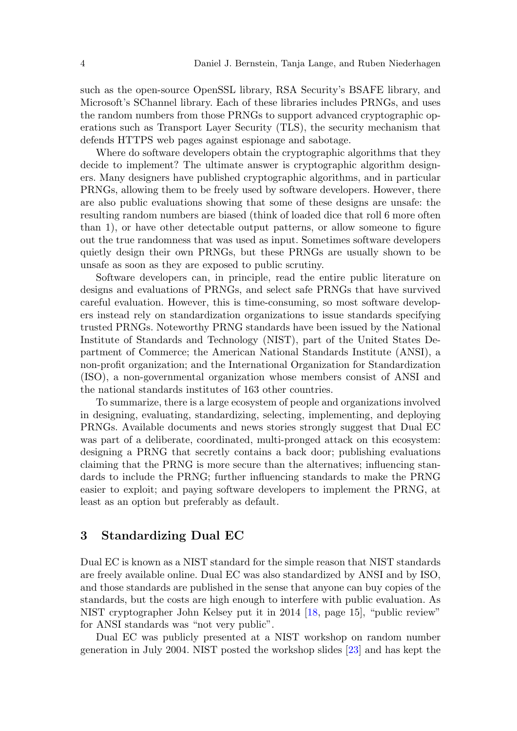such as the open-source OpenSSL library, RSA Security's BSAFE library, and Microsoft's SChannel library. Each of these libraries includes PRNGs, and uses the random numbers from those PRNGs to support advanced cryptographic operations such as Transport Layer Security (TLS), the security mechanism that defends HTTPS web pages against espionage and sabotage.

Where do software developers obtain the cryptographic algorithms that they decide to implement? The ultimate answer is cryptographic algorithm designers. Many designers have published cryptographic algorithms, and in particular PRNGs, allowing them to be freely used by software developers. However, there are also public evaluations showing that some of these designs are unsafe: the resulting random numbers are biased (think of loaded dice that roll 6 more often than 1), or have other detectable output patterns, or allow someone to figure out the true randomness that was used as input. Sometimes software developers quietly design their own PRNGs, but these PRNGs are usually shown to be unsafe as soon as they are exposed to public scrutiny.

Software developers can, in principle, read the entire public literature on designs and evaluations of PRNGs, and select safe PRNGs that have survived careful evaluation. However, this is time-consuming, so most software developers instead rely on standardization organizations to issue standards specifying trusted PRNGs. Noteworthy PRNG standards have been issued by the National Institute of Standards and Technology (NIST), part of the United States Department of Commerce; the American National Standards Institute (ANSI), a non-profit organization; and the International Organization for Standardization (ISO), a non-governmental organization whose members consist of ANSI and the national standards institutes of 163 other countries.

To summarize, there is a large ecosystem of people and organizations involved in designing, evaluating, standardizing, selecting, implementing, and deploying PRNGs. Available documents and news stories strongly suggest that Dual EC was part of a deliberate, coordinated, multi-pronged attack on this ecosystem: designing a PRNG that secretly contains a back door; publishing evaluations claiming that the PRNG is more secure than the alternatives; influencing standards to include the PRNG; further influencing standards to make the PRNG easier to exploit; and paying software developers to implement the PRNG, at least as an option but preferably as default.

## 3 Standardizing Dual EC

Dual EC is known as a NIST standard for the simple reason that NIST standards are freely available online. Dual EC was also standardized by ANSI and by ISO, and those standards are published in the sense that anyone can buy copies of the standards, but the costs are high enough to interfere with public evaluation. As NIST cryptographer John Kelsey put it in 2014 [18, page 15], "public review" for ANSI standards was "not very public".

Dual EC was publicly presented at a NIST workshop on random number generation in July 2004. NIST posted the workshop slides [23] and has kept the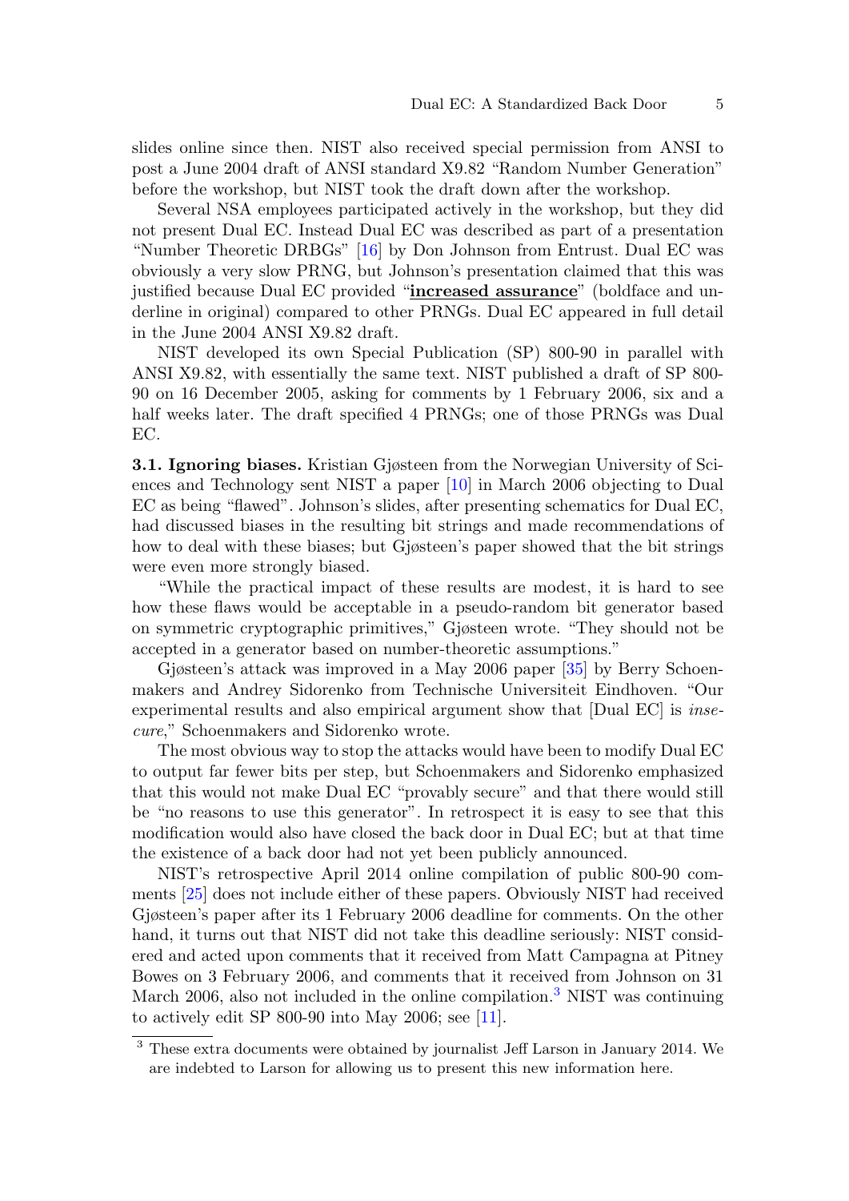slides online since then. NIST also received special permission from ANSI to post a June 2004 draft of ANSI standard X9.82 "Random Number Generation" before the workshop, but NIST took the draft down after the workshop.

Several NSA employees participated actively in the workshop, but they did not present Dual EC. Instead Dual EC was described as part of a presentation "Number Theoretic DRBGs" [16] by Don Johnson from Entrust. Dual EC was obviously a very slow PRNG, but Johnson's presentation claimed that this was justified because Dual EC provided "**<u>increased assurance</u>**" (boldface and underline in original) compared to other PRNGs. Dual EC appeared in full detail in the June 2004 ANSI X9.82 draft.

NIST developed its own Special Publication (SP) 800-90 in parallel with ANSI X9.82, with essentially the same text. NIST published a draft of SP 800-90 on 16 December 2005, asking for comments by 1 February 2006, six and a half weeks later. The draft specified 4 PRNGs; one of those PRNGs was Dual EC.

**3.1. Ignoring biases.** Kristian Gjøsteen from the Norwegian University of Sciences and Technology sent NIST a paper [10] in March 2006 objecting to Dual EC as being "flawed". Johnson's slides, after presenting schematics for Dual EC, had discussed biases in the resulting bit strings and made recommendations of how to deal with these biases; but Gjøsteen's paper showed that the bit strings were even more strongly biased.

"While the practical impact of these results are modest, it is hard to see how these flaws would be acceptable in a pseudo-random bit generator based on symmetric cryptographic primitives," Gjøsteen wrote. "They should not be accepted in a generator based on number-theoretic assumptions."

Gjøsteen's attack was improved in a May 2006 paper [35] by Berry Schoenmakers and Andrey Sidorenko from Technische Universiteit Eindhoven. "Our experimental results and also empirical argument show that [Dual EC] is *insecure*," Schoenmakers and Sidorenko wrote.

The most obvious way to stop the attacks would have been to modify Dual EC to output far fewer bits per step, but Schoenmakers and Sidorenko emphasized that this would not make Dual EC "provably secure" and that there would still be "no reasons to use this generator". In retrospect it is easy to see that this modification would also have closed the back door in Dual EC; but at that time the existence of a back door had not yet been publicly announced.

NIST's retrospective April 2014 online compilation of public 800-90 comments [25] does not include either of these papers. Obviously NIST had received Gjøsteen's paper after its 1 February 2006 deadline for comments. On the other hand, it turns out that NIST did not take this deadline seriously: NIST considered and acted upon comments that it received from Matt Campagna at Pitney Bowes on 3 February 2006, and comments that it received from Johnson on 31 March 2006, also not included in the online compilation.[3] NIST was continuing to actively edit SP 800-90 into May 2006; see [11].

[3] These extra documents were obtained by journalist Jeff Larson in January 2014. We are indebted to Larson for allowing us to present this new information here.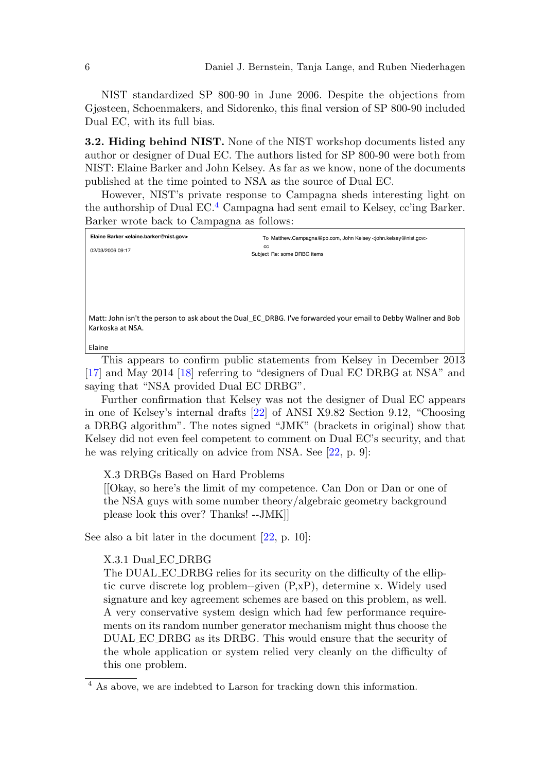NIST standardized SP 800-90 in June 2006. Despite the objections from Gjøsteen, Schoenmakers, and Sidorenko, this final version of SP 800-90 included Dual EC, with its full bias.

**3.2. Hiding behind NIST.** None of the NIST workshop documents listed any author or designer of Dual EC. The authors listed for SP 800-90 were both from NIST: Elaine Barker and John Kelsey. As far as we know, none of the documents published at the time pointed to NSA as the source of Dual EC.

However, NIST's private response to Campagna sheds interesting light on the authorship of Dual EC.[4] Campagna had sent email to Kelsey, cc'ing Barker. Barker wrote back to Campagna as follows:

> **Elaine Barker <elaine.barker@nist.gov>**
> 02/03/2006 09:17
>
> To Matthew.Campagna@pb.com, John Kelsey <john.kelsey@nist.gov>
> cc
> Subject Re: some DRBG items
>
> Matt: John isn't the person to ask about the Dual_EC_DRBG. I've forwarded your email to Debby Wallner and Bob Karkoska at NSA.
>
> Elaine

This appears to confirm public statements from Kelsey in December 2013 [17] and May 2014 [18] referring to "designers of Dual EC DRBG at NSA" and saying that "NSA provided Dual EC DRBG".

Further confirmation that Kelsey was not the designer of Dual EC appears in one of Kelsey's internal drafts [22] of ANSI X9.82 Section 9.12, "Choosing a DRBG algorithm". The notes signed "JMK" (brackets in original) show that Kelsey did not even feel competent to comment on Dual EC's security, and that he was relying critically on advice from NSA. See [22, p. 9]:

> X.3 DRBGs Based on Hard Problems
> [[Okay, so here's the limit of my competence. Can Don or Dan or one of the NSA guys with some number theory/algebraic geometry background please look this over? Thanks! --JMK]]

See also a bit later in the document [22, p. 10]:

> X.3.1 Dual_EC_DRBG
> The DUAL_EC_DRBG relies for its security on the difficulty of the elliptic curve discrete log problem--given (P,xP), determine x. Widely used signature and key agreement schemes are based on this problem, as well. A very conservative system design which had few performance requirements on its random number generator mechanism might thus choose the DUAL_EC_DRBG as its DRBG. This would ensure that the security of the whole application or system relied very cleanly on the difficulty of this one problem.

[4] As above, we are indebted to Larson for tracking down this information.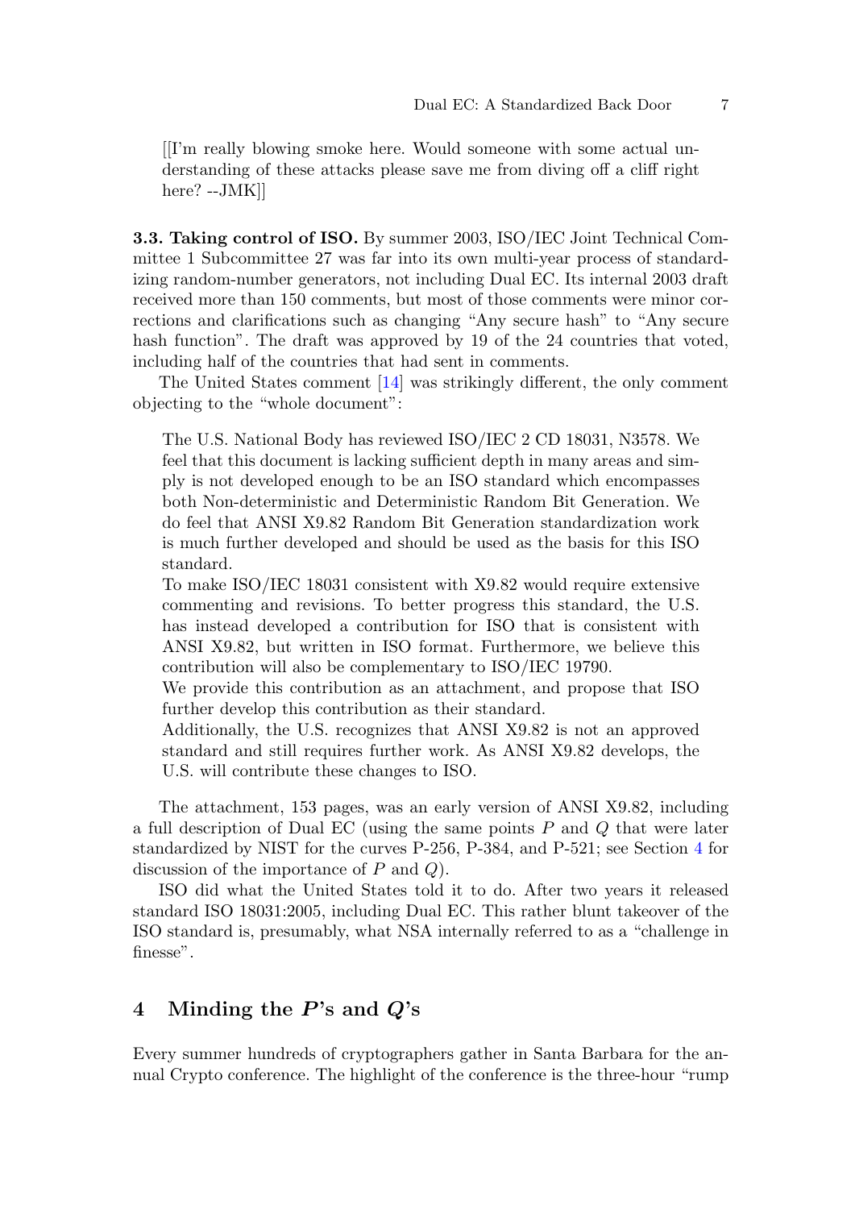[[I'm really blowing smoke here. Would someone with some actual understanding of these attacks please save me from diving off a cliff right here? --JMK]]

**3.3. Taking control of ISO.** By summer 2003, ISO/IEC Joint Technical Committee 1 Subcommittee 27 was far into its own multi-year process of standardizing random-number generators, not including Dual EC. Its internal 2003 draft received more than 150 comments, but most of those comments were minor corrections and clarifications such as changing "Any secure hash" to "Any secure hash function". The draft was approved by 19 of the 24 countries that voted, including half of the countries that had sent in comments.

The United States comment [14] was strikingly different, the only comment objecting to the "whole document":

> The U.S. National Body has reviewed ISO/IEC 2 CD 18031, N3578. We feel that this document is lacking sufficient depth in many areas and simply is not developed enough to be an ISO standard which encompasses both Non-deterministic and Deterministic Random Bit Generation. We do feel that ANSI X9.82 Random Bit Generation standardization work is much further developed and should be used as the basis for this ISO standard.
>
> To make ISO/IEC 18031 consistent with X9.82 would require extensive commenting and revisions. To better progress this standard, the U.S. has instead developed a contribution for ISO that is consistent with ANSI X9.82, but written in ISO format. Furthermore, we believe this contribution will also be complementary to ISO/IEC 19790.
>
> We provide this contribution as an attachment, and propose that ISO further develop this contribution as their standard.
>
> Additionally, the U.S. recognizes that ANSI X9.82 is not an approved standard and still requires further work. As ANSI X9.82 develops, the U.S. will contribute these changes to ISO.

The attachment, 153 pages, was an early version of ANSI X9.82, including a full description of Dual EC (using the same points $P$ and $Q$ that were later standardized by NIST for the curves P-256, P-384, and P-521; see Section 4 for discussion of the importance of $P$ and $Q$).

ISO did what the United States told it to do. After two years it released standard ISO 18031:2005, including Dual EC. This rather blunt takeover of the ISO standard is, presumably, what NSA internally referred to as a "challenge in finesse".

## 4 Minding the *P*'s and *Q*'s

Every summer hundreds of cryptographers gather in Santa Barbara for the annual Crypto conference. The highlight of the conference is the three-hour "rump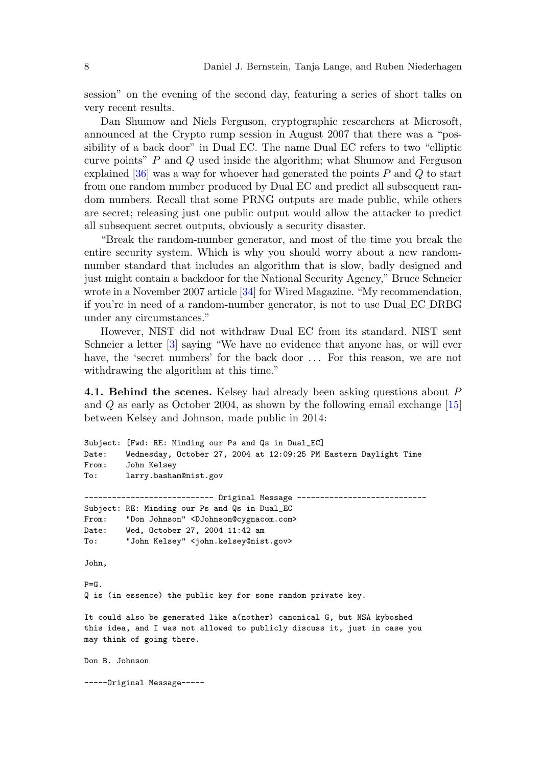session" on the evening of the second day, featuring a series of short talks on very recent results.

Dan Shumow and Niels Ferguson, cryptographic researchers at Microsoft, announced at the Crypto rump session in August 2007 that there was a "possibility of a back door" in Dual EC. The name Dual EC refers to two "elliptic curve points" $P$ and $Q$ used inside the algorithm; what Shumow and Ferguson explained [36] was a way for whoever had generated the points $P$ and $Q$ to start from one random number produced by Dual EC and predict all subsequent random numbers. Recall that some PRNG outputs are made public, while others are secret; releasing just one public output would allow the attacker to predict all subsequent secret outputs, obviously a security disaster.

"Break the random-number generator, and most of the time you break the entire security system. Which is why you should worry about a new random-number standard that includes an algorithm that is slow, badly designed and just might contain a backdoor for the National Security Agency," Bruce Schneier wrote in a November 2007 article [34] for Wired Magazine. "My recommendation, if you're in need of a random-number generator, is not to use Dual_EC_DRBG under any circumstances."

However, NIST did not withdraw Dual EC from its standard. NIST sent Schneier a letter [3] saying "We have no evidence that anyone has, or will ever have, the 'secret numbers' for the back door ... For this reason, we are not withdrawing the algorithm at this time."

**4.1. Behind the scenes.** Kelsey had already been asking questions about $P$ and $Q$ as early as October 2004, as shown by the following email exchange [15] between Kelsey and Johnson, made public in 2014:

```
Subject: [Fwd: RE: Minding our Ps and Qs in Dual_EC]
Date:    Wednesday, October 27, 2004 at 12:09:25 PM Eastern Daylight Time
From:    John Kelsey
To:      larry.basham@nist.gov

---------------------------- Original Message ----------------------------
Subject: RE: Minding our Ps and Qs in Dual_EC
From:    "Don Johnson" <DJohnson@cygnacom.com>
Date:    Wed, October 27, 2004 11:42 am
To:      "John Kelsey" <john.kelsey@nist.gov>

John,

P=G.
Q is (in essence) the public key for some random private key.

It could also be generated like a(nother) canonical G, but NSA kyboshed
this idea, and I was not allowed to publicly discuss it, just in case you
may think of going there.

Don B. Johnson

-----Original Message-----
```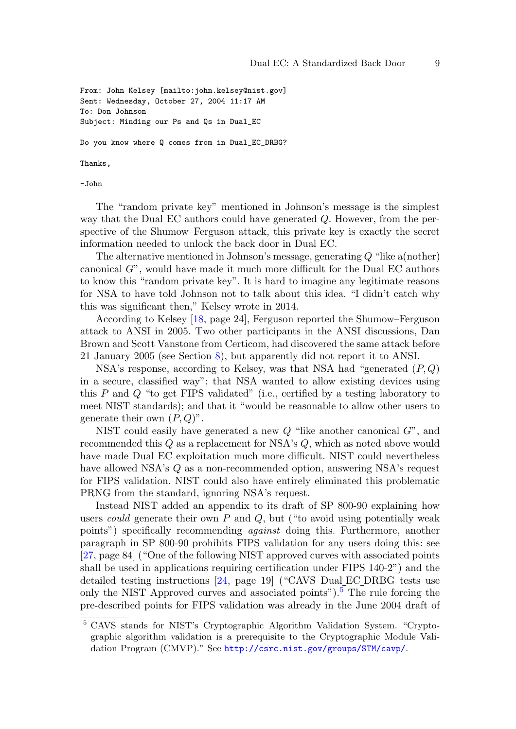```
From: John Kelsey [mailto:john.kelsey@nist.gov]
Sent: Wednesday, October 27, 2004 11:17 AM
To: Don Johnson
Subject: Minding our Ps and Qs in Dual_EC

Do you know where Q comes from in Dual_EC_DRBG?

Thanks,

-John
```

The "random private key" mentioned in Johnson's message is the simplest way that the Dual EC authors could have generated $Q$. However, from the perspective of the Shumow–Ferguson attack, this private key is exactly the secret information needed to unlock the back door in Dual EC.

The alternative mentioned in Johnson's message, generating $Q$ "like a(nother) canonical $G$", would have made it much more difficult for the Dual EC authors to know this "random private key". It is hard to imagine any legitimate reasons for NSA to have told Johnson not to talk about this idea. "I didn't catch why this was significant then," Kelsey wrote in 2014.

According to Kelsey [18, page 24], Ferguson reported the Shumow–Ferguson attack to ANSI in 2005. Two other participants in the ANSI discussions, Dan Brown and Scott Vanstone from Certicom, had discovered the same attack before 21 January 2005 (see Section 8), but apparently did not report it to ANSI.

NSA's response, according to Kelsey, was that NSA had "generated $(P, Q)$ in a secure, classified way"; that NSA wanted to allow existing devices using this $P$ and $Q$ "to get FIPS validated" (i.e., certified by a testing laboratory to meet NIST standards); and that it "would be reasonable to allow other users to generate their own $(P, Q)$".

NIST could easily have generated a new $Q$ "like another canonical $G$", and recommended this $Q$ as a replacement for NSA's $Q$, which as noted above would have made Dual EC exploitation much more difficult. NIST could nevertheless have allowed NSA's $Q$ as a non-recommended option, answering NSA's request for FIPS validation. NIST could also have entirely eliminated this problematic PRNG from the standard, ignoring NSA's request.

Instead NIST added an appendix to its draft of SP 800-90 explaining how users *could* generate their own $P$ and $Q$, but ("to avoid using potentially weak points") specifically recommending *against* doing this. Furthermore, another paragraph in SP 800-90 prohibits FIPS validation for any users doing this: see [27, page 84] ("One of the following NIST approved curves with associated points shall be used in applications requiring certification under FIPS 140-2") and the detailed testing instructions [24, page 19] ("CAVS Dual_EC_DRBG tests use only the NIST Approved curves and associated points").[5] The rule forcing the pre-described points for FIPS validation was already in the June 2004 draft of

[5] CAVS stands for NIST's Cryptographic Algorithm Validation System. "Cryptographic algorithm validation is a prerequisite to the Cryptographic Module Validation Program (CMVP)." See http://csrc.nist.gov/groups/STM/cavp/.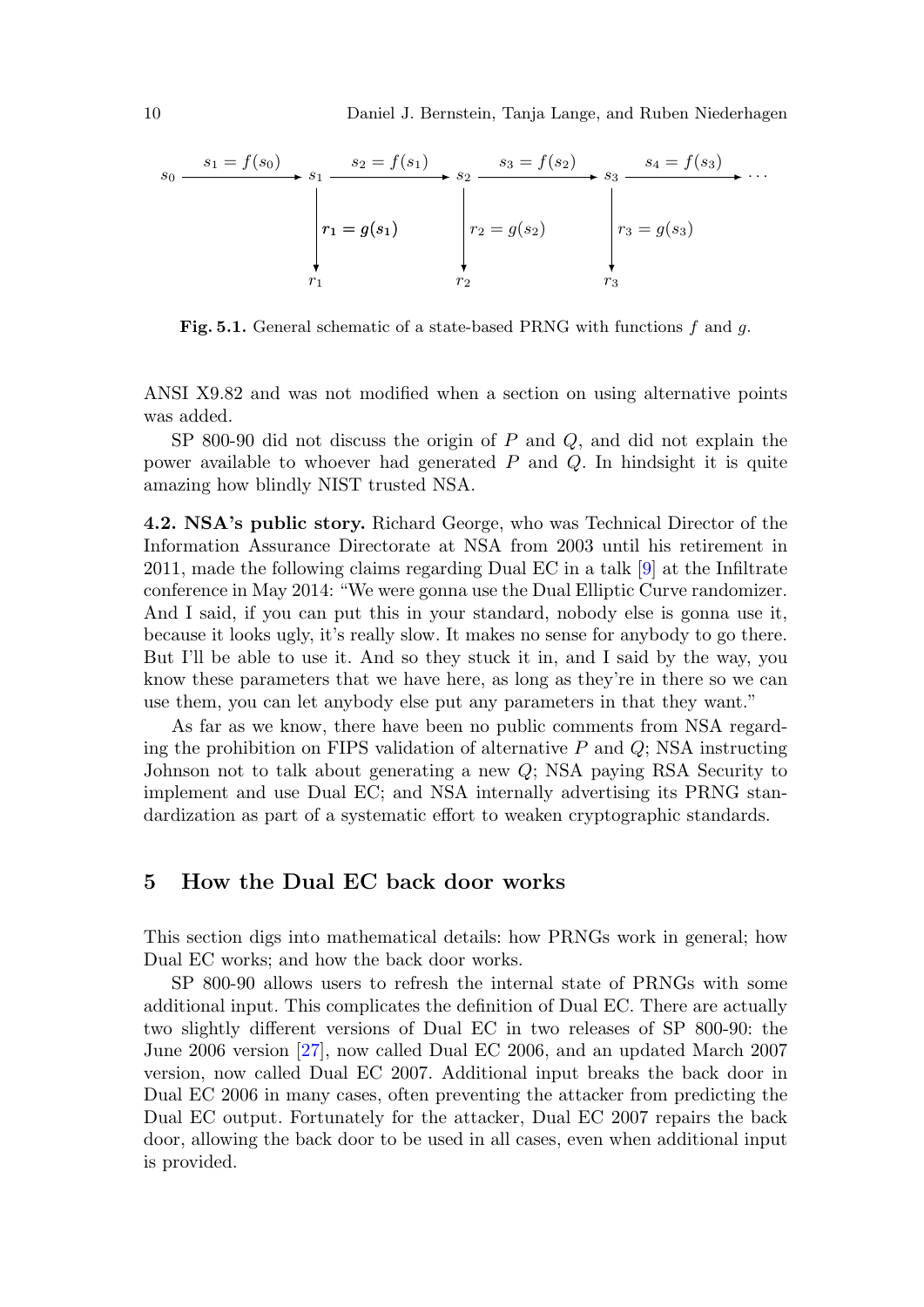$$
s_0 \xrightarrow{s_1 = f(s_0)} s_1 \xrightarrow{s_2 = f(s_1)} s_2 \xrightarrow{s_3 = f(s_2)} s_3 \xrightarrow{s_4 = f(s_3)} \cdots
$$

$$
s_1 \xrightarrow{r_1 = g(s_1)} r_1, \quad s_2 \xrightarrow{r_2 = g(s_2)} r_2, \quad s_3 \xrightarrow{r_3 = g(s_3)} r_3
$$

**Fig. 5.1.** General schematic of a state-based PRNG with functions $f$ and $g$.

ANSI X9.82 and was not modified when a section on using alternative points was added.

SP 800-90 did not discuss the origin of $P$ and $Q$, and did not explain the power available to whoever had generated $P$ and $Q$. In hindsight it is quite amazing how blindly NIST trusted NSA.

**4.2. NSA's public story.** Richard George, who was Technical Director of the Information Assurance Directorate at NSA from 2003 until his retirement in 2011, made the following claims regarding Dual EC in a talk [9] at the Infiltrate conference in May 2014: "We were gonna use the Dual Elliptic Curve randomizer. And I said, if you can put this in your standard, nobody else is gonna use it, because it looks ugly, it's really slow. It makes no sense for anybody to go there. But I'll be able to use it. And so they stuck it in, and I said by the way, you know these parameters that we have here, as long as they're in there so we can use them, you can let anybody else put any parameters in that they want."

As far as we know, there have been no public comments from NSA regarding the prohibition on FIPS validation of alternative $P$ and $Q$; NSA instructing Johnson not to talk about generating a new $Q$; NSA paying RSA Security to implement and use Dual EC; and NSA internally advertising its PRNG standardization as part of a systematic effort to weaken cryptographic standards.

## 5 How the Dual EC back door works

This section digs into mathematical details: how PRNGs work in general; how Dual EC works; and how the back door works.

SP 800-90 allows users to refresh the internal state of PRNGs with some additional input. This complicates the definition of Dual EC. There are actually two slightly different versions of Dual EC in two releases of SP 800-90: the June 2006 version [27], now called Dual EC 2006, and an updated March 2007 version, now called Dual EC 2007. Additional input breaks the back door in Dual EC 2006 in many cases, often preventing the attacker from predicting the Dual EC output. Fortunately for the attacker, Dual EC 2007 repairs the back door, allowing the back door to be used in all cases, even when additional input is provided.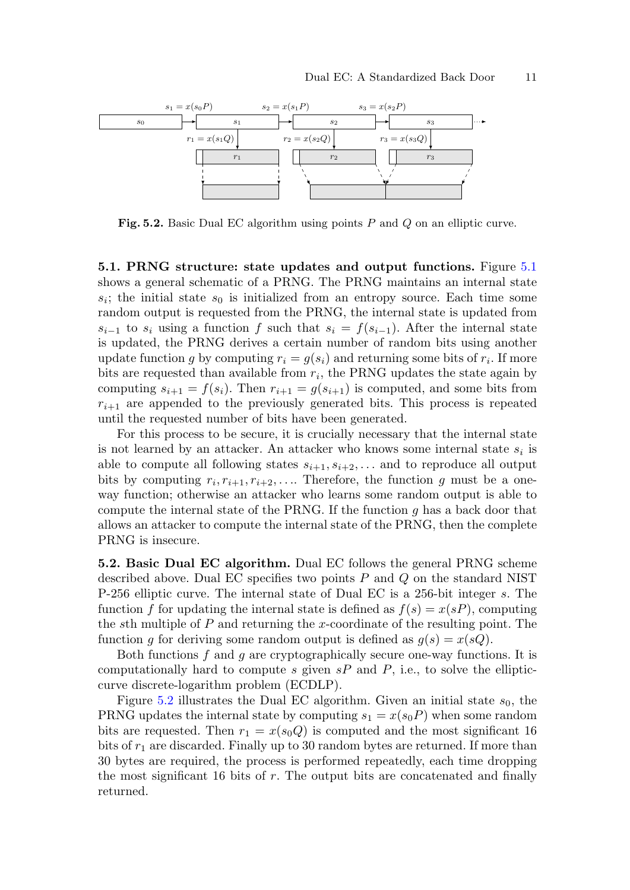Fig. 5.2. Basic Dual EC algorithm using points $P$ and $Q$ on an elliptic curve.

**5.1. PRNG structure: state updates and output functions.** Figure 5.1 shows a general schematic of a PRNG. The PRNG maintains an internal state $s_i$; the initial state $s_0$ is initialized from an entropy source. Each time some random output is requested from the PRNG, the internal state is updated from $s_{i-1}$ to $s_i$ using a function $f$ such that $s_i = f(s_{i-1})$. After the internal state is updated, the PRNG derives a certain number of random bits using another update function $g$ by computing $r_i = g(s_i)$ and returning some bits of $r_i$. If more bits are requested than available from $r_i$, the PRNG updates the state again by computing $s_{i+1} = f(s_i)$. Then $r_{i+1} = g(s_{i+1})$ is computed, and some bits from $r_{i+1}$ are appended to the previously generated bits. This process is repeated until the requested number of bits have been generated.

For this process to be secure, it is crucially necessary that the internal state is not learned by an attacker. An attacker who knows some internal state $s_i$ is able to compute all following states $s_{i+1}, s_{i+2}, \ldots$ and to reproduce all output bits by computing $r_i, r_{i+1}, r_{i+2}, \ldots$. Therefore, the function $g$ must be a one-way function; otherwise an attacker who learns some random output is able to compute the internal state of the PRNG. If the function $g$ has a back door that allows an attacker to compute the internal state of the PRNG, then the complete PRNG is insecure.

**5.2. Basic Dual EC algorithm.** Dual EC follows the general PRNG scheme described above. Dual EC specifies two points $P$ and $Q$ on the standard NIST P-256 elliptic curve. The internal state of Dual EC is a 256-bit integer $s$. The function $f$ for updating the internal state is defined as $f(s) = x(sP)$, computing the $s$th multiple of $P$ and returning the $x$-coordinate of the resulting point. The function $g$ for deriving some random output is defined as $g(s) = x(sQ)$.

Both functions $f$ and $g$ are cryptographically secure one-way functions. It is computationally hard to compute $s$ given $sP$ and $P$, i.e., to solve the elliptic-curve discrete-logarithm problem (ECDLP).

Figure 5.2 illustrates the Dual EC algorithm. Given an initial state $s_0$, the PRNG updates the internal state by computing $s_1 = x(s_0P)$ when some random bits are requested. Then $r_1 = x(s_0Q)$ is computed and the most significant 16 bits of $r_1$ are discarded. Finally up to 30 random bytes are returned. If more than 30 bytes are required, the process is performed repeatedly, each time dropping the most significant 16 bits of $r$. The output bits are concatenated and finally returned.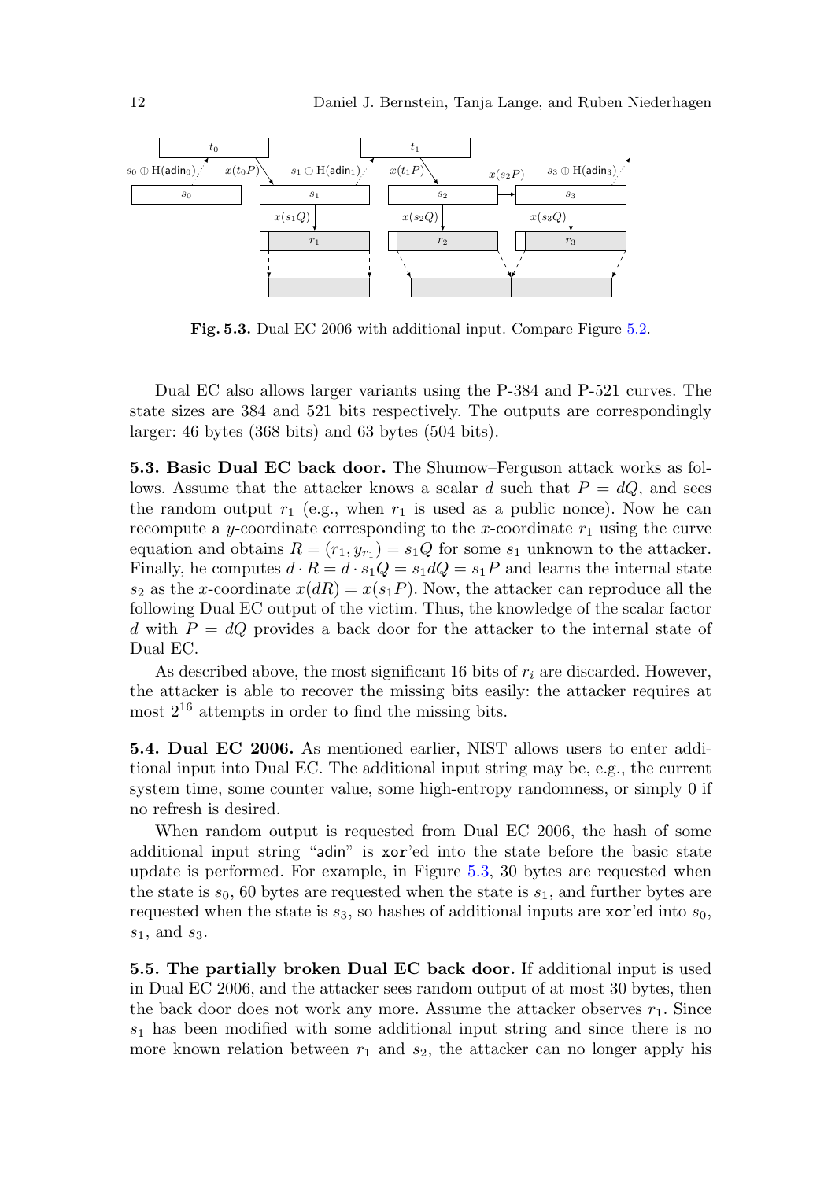**Fig. 5.3.** Dual EC 2006 with additional input. Compare Figure 5.2.

Dual EC also allows larger variants using the P-384 and P-521 curves. The state sizes are 384 and 521 bits respectively. The outputs are correspondingly larger: 46 bytes (368 bits) and 63 bytes (504 bits).

**5.3. Basic Dual EC back door.** The Shumow–Ferguson attack works as follows. Assume that the attacker knows a scalar $d$ such that $P = dQ$, and sees the random output $r_1$ (e.g., when $r_1$ is used as a public nonce). Now he can recompute a $y$-coordinate corresponding to the $x$-coordinate $r_1$ using the curve equation and obtains $R = (r_1, y_{r_1}) = s_1 Q$ for some $s_1$ unknown to the attacker. Finally, he computes $d \cdot R = d \cdot s_1 Q = s_1 dQ = s_1 P$ and learns the internal state $s_2$ as the $x$-coordinate $x(dR) = x(s_1 P)$. Now, the attacker can reproduce all the following Dual EC output of the victim. Thus, the knowledge of the scalar factor $d$ with $P = dQ$ provides a back door for the attacker to the internal state of Dual EC.

As described above, the most significant 16 bits of $r_i$ are discarded. However, the attacker is able to recover the missing bits easily: the attacker requires at most $2^{16}$ attempts in order to find the missing bits.

**5.4. Dual EC 2006.** As mentioned earlier, NIST allows users to enter additional input into Dual EC. The additional input string may be, e.g., the current system time, some counter value, some high-entropy randomness, or simply 0 if no refresh is desired.

When random output is requested from Dual EC 2006, the hash of some additional input string "adin" is `xor`'ed into the state before the basic state update is performed. For example, in Figure 5.3, 30 bytes are requested when the state is $s_0$, 60 bytes are requested when the state is $s_1$, and further bytes are requested when the state is $s_3$, so hashes of additional inputs are `xor`'ed into $s_0$, $s_1$, and $s_3$.

**5.5. The partially broken Dual EC back door.** If additional input is used in Dual EC 2006, and the attacker sees random output of at most 30 bytes, then the back door does not work any more. Assume the attacker observes $r_1$. Since $s_1$ has been modified with some additional input string and since there is no more known relation between $r_1$ and $s_2$, the attacker can no longer apply his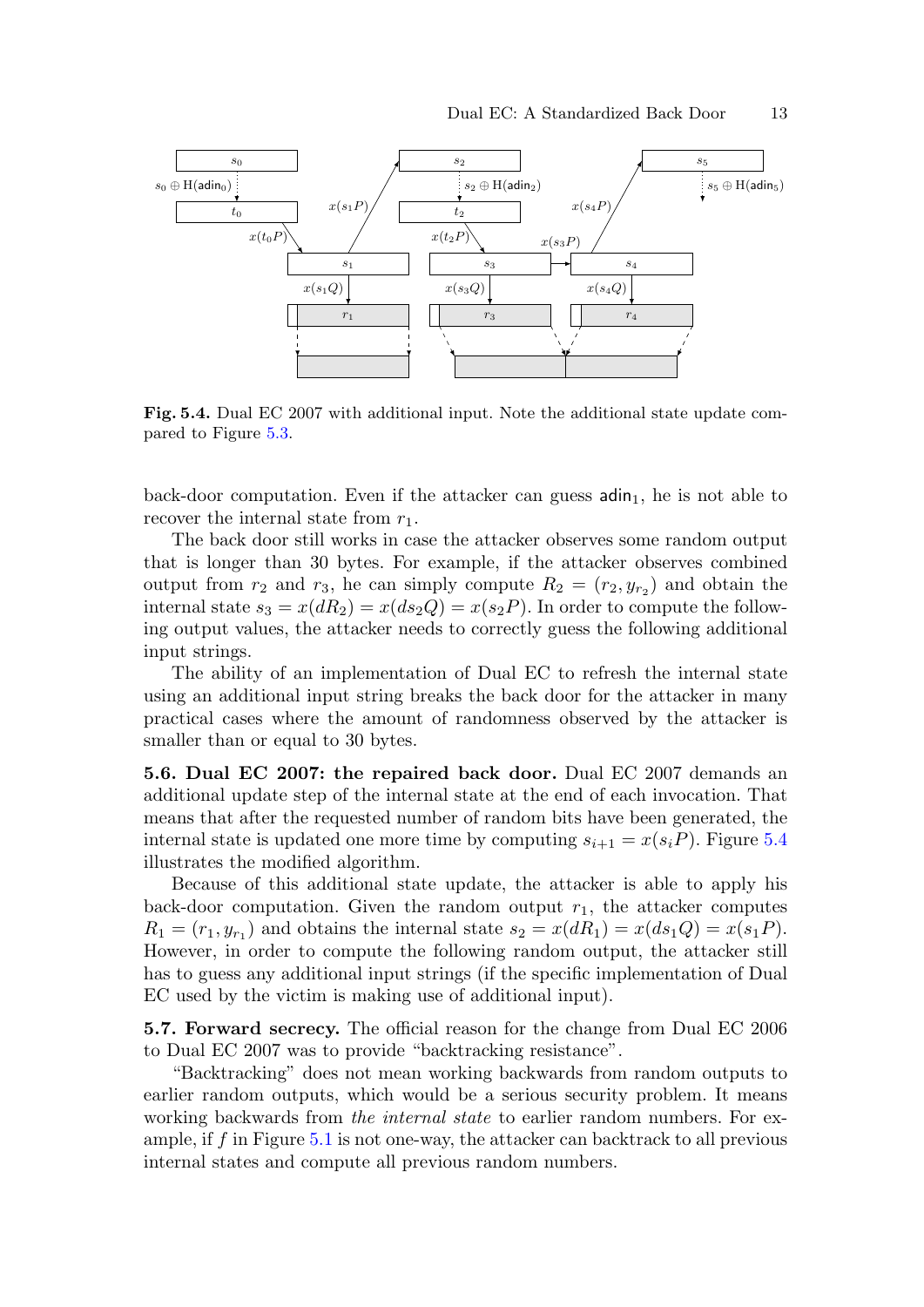**Fig. 5.4.** Dual EC 2007 with additional input. Note the additional state update compared to Figure 5.3.

back-door computation. Even if the attacker can guess $\mathsf{adin}_1$, he is not able to recover the internal state from $r_1$.

The back door still works in case the attacker observes some random output that is longer than 30 bytes. For example, if the attacker observes combined output from $r_2$ and $r_3$, he can simply compute $R_2 = (r_2, y_{r_2})$ and obtain the internal state $s_3 = x(dR_2) = x(ds_2Q) = x(s_2P)$. In order to compute the following output values, the attacker needs to correctly guess the following additional input strings.

The ability of an implementation of Dual EC to refresh the internal state using an additional input string breaks the back door for the attacker in many practical cases where the amount of randomness observed by the attacker is smaller than or equal to 30 bytes.

**5.6. Dual EC 2007: the repaired back door.** Dual EC 2007 demands an additional update step of the internal state at the end of each invocation. That means that after the requested number of random bits have been generated, the internal state is updated one more time by computing $s_{i+1} = x(s_iP)$. Figure 5.4 illustrates the modified algorithm.

Because of this additional state update, the attacker is able to apply his back-door computation. Given the random output $r_1$, the attacker computes $R_1 = (r_1, y_{r_1})$ and obtains the internal state $s_2 = x(dR_1) = x(ds_1Q) = x(s_1P)$. However, in order to compute the following random output, the attacker still has to guess any additional input strings (if the specific implementation of Dual EC used by the victim is making use of additional input).

**5.7. Forward secrecy.** The official reason for the change from Dual EC 2006 to Dual EC 2007 was to provide "backtracking resistance".

"Backtracking" does not mean working backwards from random outputs to earlier random outputs, which would be a serious security problem. It means working backwards from *the internal state* to earlier random numbers. For example, if $f$ in Figure 5.1 is not one-way, the attacker can backtrack to all previous internal states and compute all previous random numbers.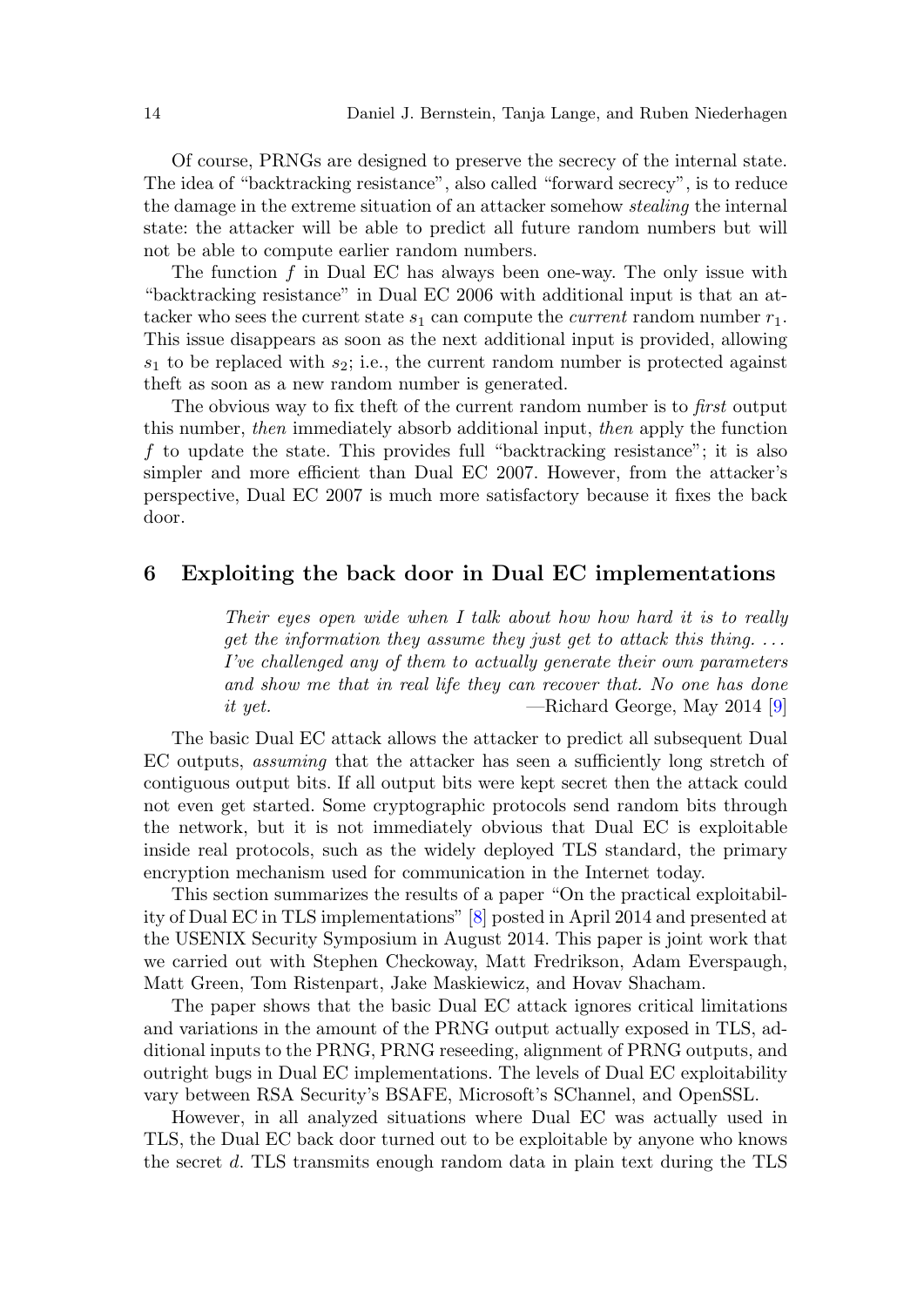Of course, PRNGs are designed to preserve the secrecy of the internal state. The idea of "backtracking resistance", also called "forward secrecy", is to reduce the damage in the extreme situation of an attacker somehow *stealing* the internal state: the attacker will be able to predict all future random numbers but will not be able to compute earlier random numbers.

The function $f$ in Dual EC has always been one-way. The only issue with "backtracking resistance" in Dual EC 2006 with additional input is that an attacker who sees the current state $s_1$ can compute the *current* random number $r_1$. This issue disappears as soon as the next additional input is provided, allowing $s_1$ to be replaced with $s_2$; i.e., the current random number is protected against theft as soon as a new random number is generated.

The obvious way to fix theft of the current random number is to *first* output this number, *then* immediately absorb additional input, *then* apply the function $f$ to update the state. This provides full "backtracking resistance"; it is also simpler and more efficient than Dual EC 2007. However, from the attacker's perspective, Dual EC 2007 is much more satisfactory because it fixes the back door.

## 6 Exploiting the back door in Dual EC implementations

> *Their eyes open wide when I talk about how how hard it is to really get the information they assume they just get to attack this thing. . . . I've challenged any of them to actually generate their own parameters and show me that in real life they can recover that. No one has done it yet.* —Richard George, May 2014 [9]

The basic Dual EC attack allows the attacker to predict all subsequent Dual EC outputs, *assuming* that the attacker has seen a sufficiently long stretch of contiguous output bits. If all output bits were kept secret then the attack could not even get started. Some cryptographic protocols send random bits through the network, but it is not immediately obvious that Dual EC is exploitable inside real protocols, such as the widely deployed TLS standard, the primary encryption mechanism used for communication in the Internet today.

This section summarizes the results of a paper "On the practical exploitability of Dual EC in TLS implementations" [8] posted in April 2014 and presented at the USENIX Security Symposium in August 2014. This paper is joint work that we carried out with Stephen Checkoway, Matt Fredrikson, Adam Everspaugh, Matt Green, Tom Ristenpart, Jake Maskiewicz, and Hovav Shacham.

The paper shows that the basic Dual EC attack ignores critical limitations and variations in the amount of the PRNG output actually exposed in TLS, additional inputs to the PRNG, PRNG reseeding, alignment of PRNG outputs, and outright bugs in Dual EC implementations. The levels of Dual EC exploitability vary between RSA Security's BSAFE, Microsoft's SChannel, and OpenSSL.

However, in all analyzed situations where Dual EC was actually used in TLS, the Dual EC back door turned out to be exploitable by anyone who knows the secret $d$. TLS transmits enough random data in plain text during the TLS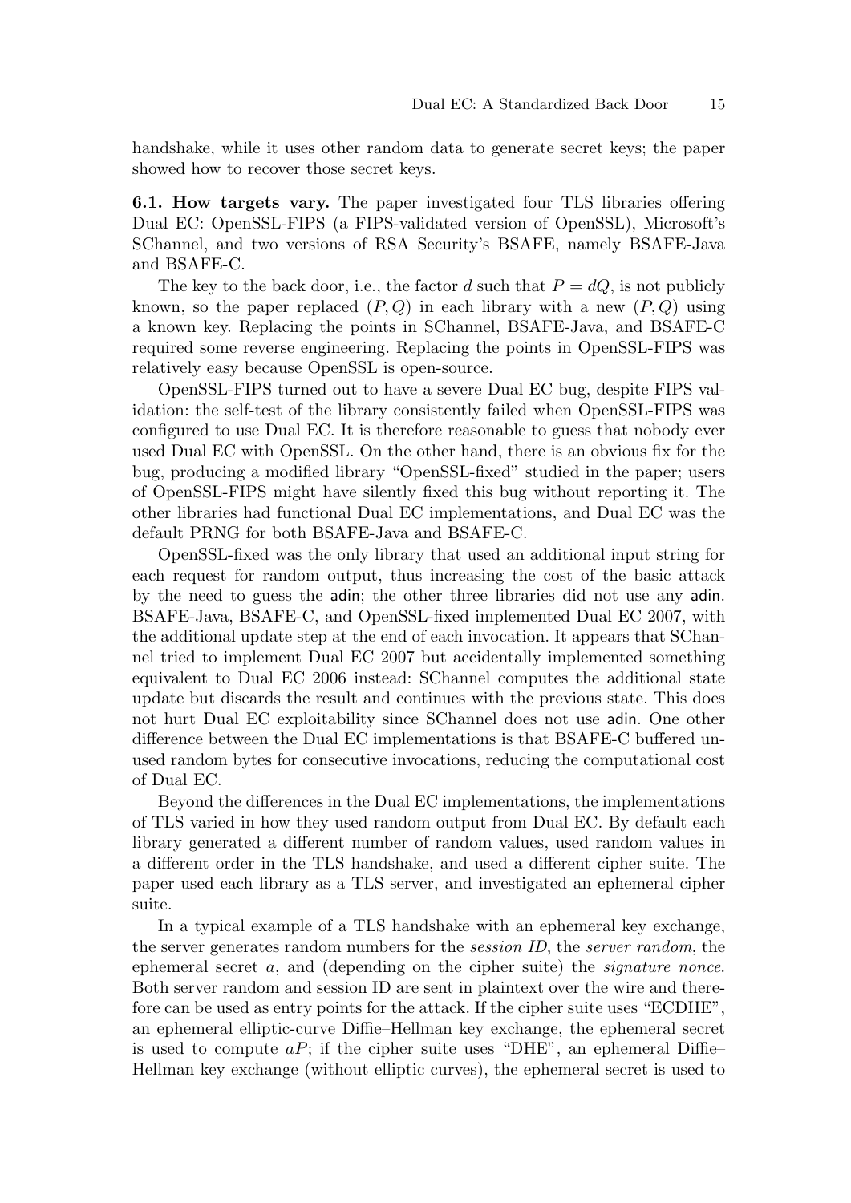handshake, while it uses other random data to generate secret keys; the paper showed how to recover those secret keys.

**6.1. How targets vary.** The paper investigated four TLS libraries offering Dual EC: OpenSSL-FIPS (a FIPS-validated version of OpenSSL), Microsoft's SChannel, and two versions of RSA Security's BSAFE, namely BSAFE-Java and BSAFE-C.

The key to the back door, i.e., the factor $d$ such that $P = dQ$, is not publicly known, so the paper replaced $(P, Q)$ in each library with a new $(P, Q)$ using a known key. Replacing the points in SChannel, BSAFE-Java, and BSAFE-C required some reverse engineering. Replacing the points in OpenSSL-FIPS was relatively easy because OpenSSL is open-source.

OpenSSL-FIPS turned out to have a severe Dual EC bug, despite FIPS validation: the self-test of the library consistently failed when OpenSSL-FIPS was configured to use Dual EC. It is therefore reasonable to guess that nobody ever used Dual EC with OpenSSL. On the other hand, there is an obvious fix for the bug, producing a modified library "OpenSSL-fixed" studied in the paper; users of OpenSSL-FIPS might have silently fixed this bug without reporting it. The other libraries had functional Dual EC implementations, and Dual EC was the default PRNG for both BSAFE-Java and BSAFE-C.

OpenSSL-fixed was the only library that used an additional input string for each request for random output, thus increasing the cost of the basic attack by the need to guess the adin; the other three libraries did not use any adin. BSAFE-Java, BSAFE-C, and OpenSSL-fixed implemented Dual EC 2007, with the additional update step at the end of each invocation. It appears that SChannel tried to implement Dual EC 2007 but accidentally implemented something equivalent to Dual EC 2006 instead: SChannel computes the additional state update but discards the result and continues with the previous state. This does not hurt Dual EC exploitability since SChannel does not use adin. One other difference between the Dual EC implementations is that BSAFE-C buffered unused random bytes for consecutive invocations, reducing the computational cost of Dual EC.

Beyond the differences in the Dual EC implementations, the implementations of TLS varied in how they used random output from Dual EC. By default each library generated a different number of random values, used random values in a different order in the TLS handshake, and used a different cipher suite. The paper used each library as a TLS server, and investigated an ephemeral cipher suite.

In a typical example of a TLS handshake with an ephemeral key exchange, the server generates random numbers for the *session ID*, the *server random*, the ephemeral secret $a$, and (depending on the cipher suite) the *signature nonce*. Both server random and session ID are sent in plaintext over the wire and therefore can be used as entry points for the attack. If the cipher suite uses "ECDHE", an ephemeral elliptic-curve Diffie–Hellman key exchange, the ephemeral secret is used to compute $aP$; if the cipher suite uses "DHE", an ephemeral Diffie–Hellman key exchange (without elliptic curves), the ephemeral secret is used to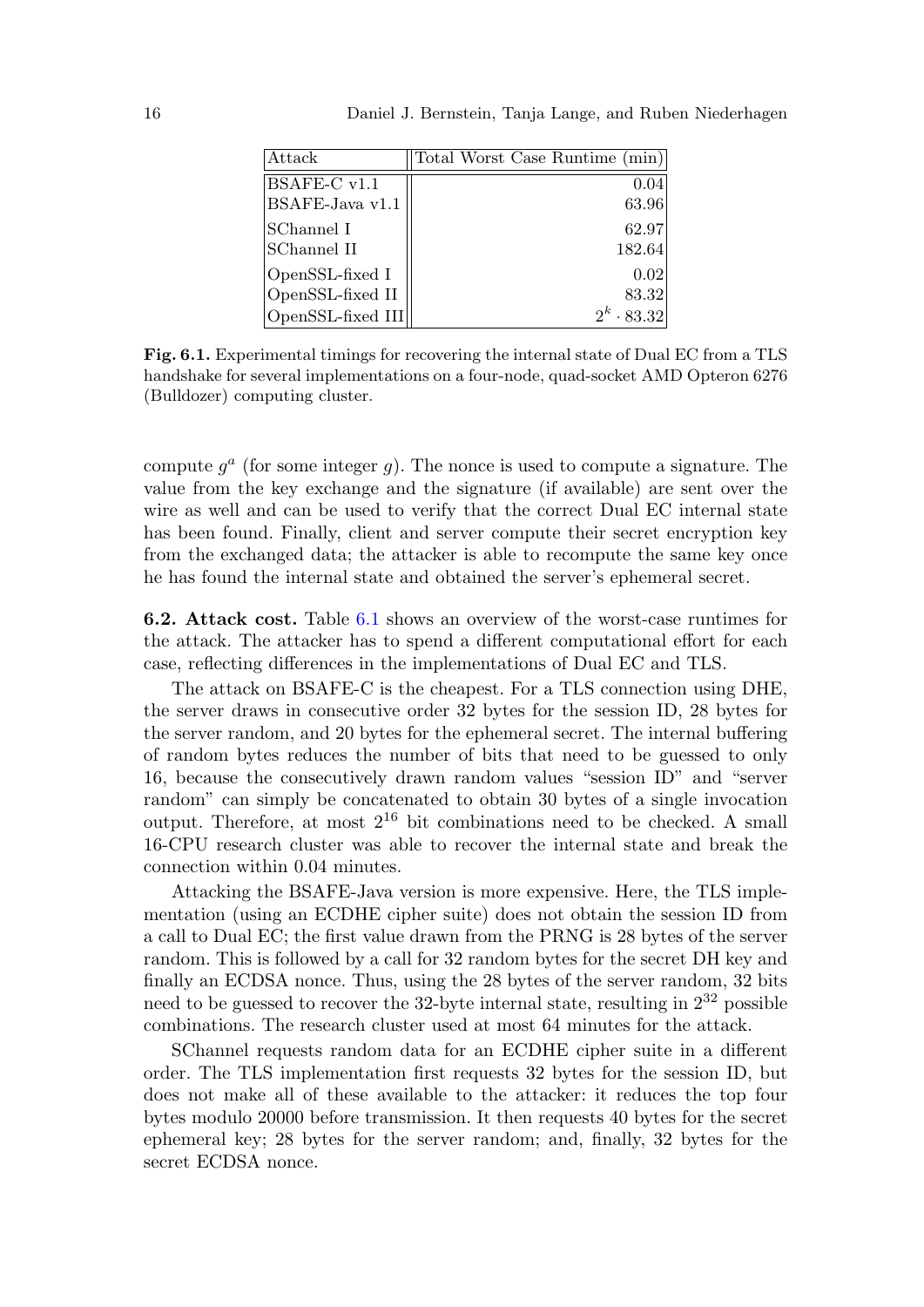| Attack | Total Worst Case Runtime (min) |
|---|---|
| BSAFE-C v1.1 | 0.04 |
| BSAFE-Java v1.1 | 63.96 |
| SChannel I | 62.97 |
| SChannel II | 182.64 |
| OpenSSL-fixed I | 0.02 |
| OpenSSL-fixed II | 83.32 |
| OpenSSL-fixed III | $2^k \cdot 83.32$ |

**Fig. 6.1.** Experimental timings for recovering the internal state of Dual EC from a TLS handshake for several implementations on a four-node, quad-socket AMD Opteron 6276 (Bulldozer) computing cluster.

compute $g^a$ (for some integer $g$). The nonce is used to compute a signature. The value from the key exchange and the signature (if available) are sent over the wire as well and can be used to verify that the correct Dual EC internal state has been found. Finally, client and server compute their secret encryption key from the exchanged data; the attacker is able to recompute the same key once he has found the internal state and obtained the server's ephemeral secret.

**6.2. Attack cost.** Table 6.1 shows an overview of the worst-case runtimes for the attack. The attacker has to spend a different computational effort for each case, reflecting differences in the implementations of Dual EC and TLS.

The attack on BSAFE-C is the cheapest. For a TLS connection using DHE, the server draws in consecutive order 32 bytes for the session ID, 28 bytes for the server random, and 20 bytes for the ephemeral secret. The internal buffering of random bytes reduces the number of bits that need to be guessed to only 16, because the consecutively drawn random values "session ID" and "server random" can simply be concatenated to obtain 30 bytes of a single invocation output. Therefore, at most $2^{16}$ bit combinations need to be checked. A small 16-CPU research cluster was able to recover the internal state and break the connection within 0.04 minutes.

Attacking the BSAFE-Java version is more expensive. Here, the TLS implementation (using an ECDHE cipher suite) does not obtain the session ID from a call to Dual EC; the first value drawn from the PRNG is 28 bytes of the server random. This is followed by a call for 32 random bytes for the secret DH key and finally an ECDSA nonce. Thus, using the 28 bytes of the server random, 32 bits need to be guessed to recover the 32-byte internal state, resulting in $2^{32}$ possible combinations. The research cluster used at most 64 minutes for the attack.

SChannel requests random data for an ECDHE cipher suite in a different order. The TLS implementation first requests 32 bytes for the session ID, but does not make all of these available to the attacker: it reduces the top four bytes modulo 20000 before transmission. It then requests 40 bytes for the secret ephemeral key; 28 bytes for the server random; and, finally, 32 bytes for the secret ECDSA nonce.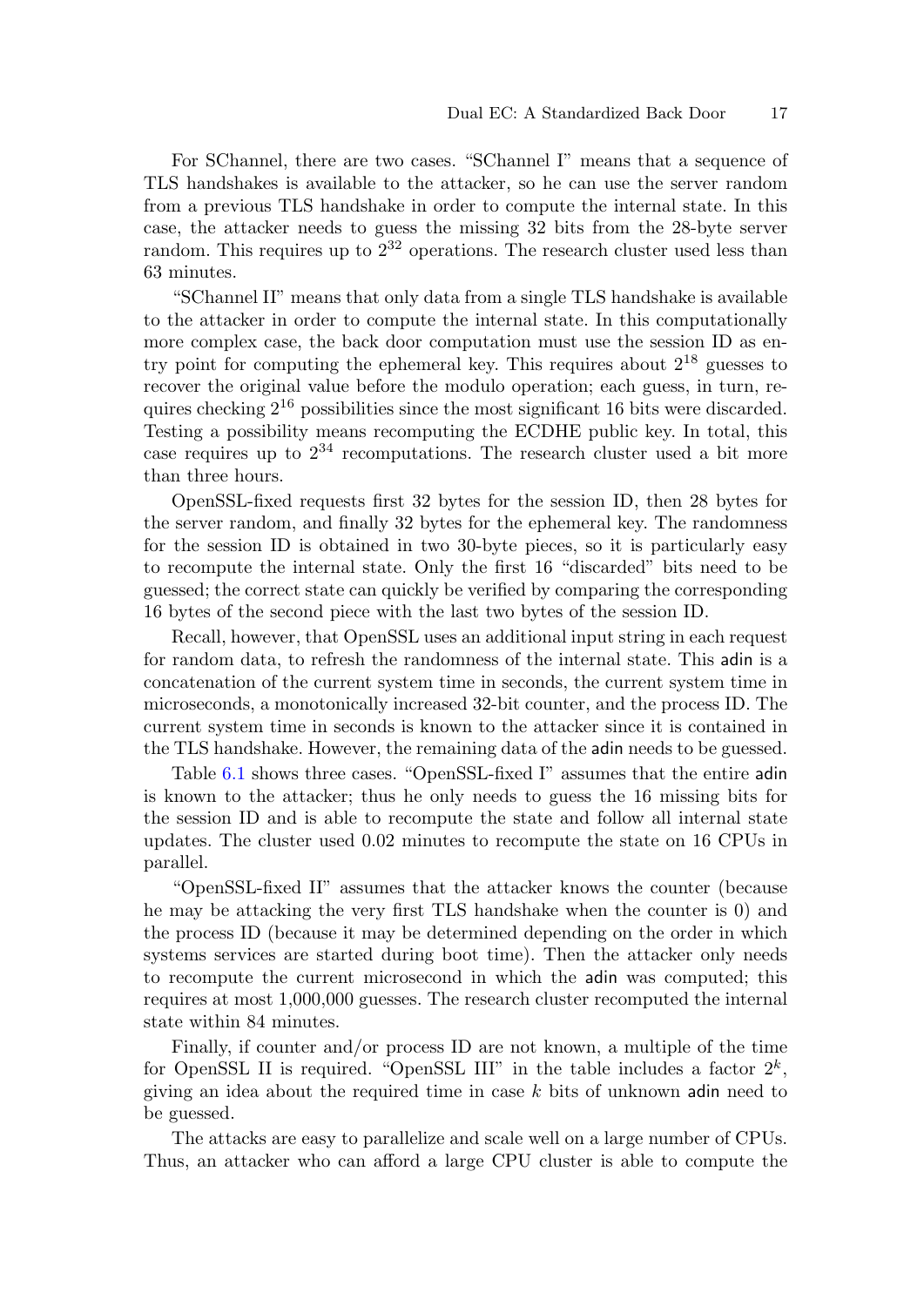For SChannel, there are two cases. "SChannel I" means that a sequence of TLS handshakes is available to the attacker, so he can use the server random from a previous TLS handshake in order to compute the internal state. In this case, the attacker needs to guess the missing 32 bits from the 28-byte server random. This requires up to $2^{32}$ operations. The research cluster used less than 63 minutes.

"SChannel II" means that only data from a single TLS handshake is available to the attacker in order to compute the internal state. In this computationally more complex case, the back door computation must use the session ID as entry point for computing the ephemeral key. This requires about $2^{18}$ guesses to recover the original value before the modulo operation; each guess, in turn, requires checking $2^{16}$ possibilities since the most significant 16 bits were discarded. Testing a possibility means recomputing the ECDHE public key. In total, this case requires up to $2^{34}$ recomputations. The research cluster used a bit more than three hours.

OpenSSL-fixed requests first 32 bytes for the session ID, then 28 bytes for the server random, and finally 32 bytes for the ephemeral key. The randomness for the session ID is obtained in two 30-byte pieces, so it is particularly easy to recompute the internal state. Only the first 16 "discarded" bits need to be guessed; the correct state can quickly be verified by comparing the corresponding 16 bytes of the second piece with the last two bytes of the session ID.

Recall, however, that OpenSSL uses an additional input string in each request for random data, to refresh the randomness of the internal state. This adin is a concatenation of the current system time in seconds, the current system time in microseconds, a monotonically increased 32-bit counter, and the process ID. The current system time in seconds is known to the attacker since it is contained in the TLS handshake. However, the remaining data of the adin needs to be guessed.

Table 6.1 shows three cases. "OpenSSL-fixed I" assumes that the entire adin is known to the attacker; thus he only needs to guess the 16 missing bits for the session ID and is able to recompute the state and follow all internal state updates. The cluster used 0.02 minutes to recompute the state on 16 CPUs in parallel.

"OpenSSL-fixed II" assumes that the attacker knows the counter (because he may be attacking the very first TLS handshake when the counter is 0) and the process ID (because it may be determined depending on the order in which systems services are started during boot time). Then the attacker only needs to recompute the current microsecond in which the adin was computed; this requires at most 1,000,000 guesses. The research cluster recomputed the internal state within 84 minutes.

Finally, if counter and/or process ID are not known, a multiple of the time for OpenSSL II is required. "OpenSSL III" in the table includes a factor $2^k$, giving an idea about the required time in case $k$ bits of unknown adin need to be guessed.

The attacks are easy to parallelize and scale well on a large number of CPUs. Thus, an attacker who can afford a large CPU cluster is able to compute the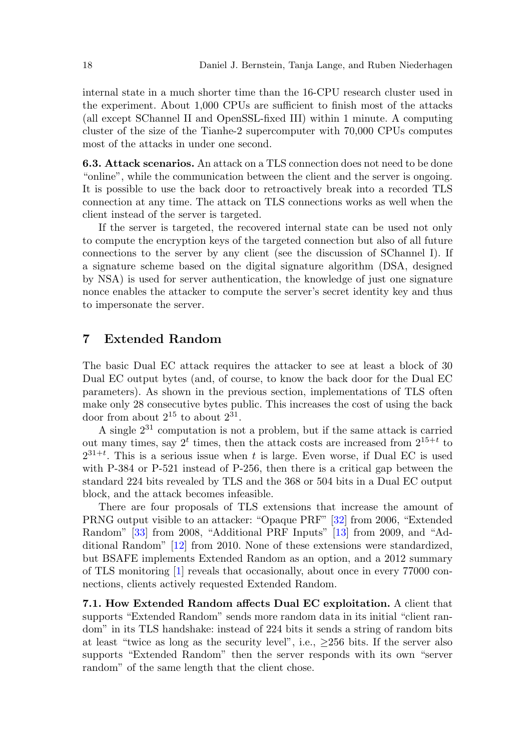internal state in a much shorter time than the 16-CPU research cluster used in the experiment. About 1,000 CPUs are sufficient to finish most of the attacks (all except SChannel II and OpenSSL-fixed III) within 1 minute. A computing cluster of the size of the Tianhe-2 supercomputer with 70,000 CPUs computes most of the attacks in under one second.

**6.3. Attack scenarios.** An attack on a TLS connection does not need to be done "online", while the communication between the client and the server is ongoing. It is possible to use the back door to retroactively break into a recorded TLS connection at any time. The attack on TLS connections works as well when the client instead of the server is targeted.

If the server is targeted, the recovered internal state can be used not only to compute the encryption keys of the targeted connection but also of all future connections to the server by any client (see the discussion of SChannel I). If a signature scheme based on the digital signature algorithm (DSA, designed by NSA) is used for server authentication, the knowledge of just one signature nonce enables the attacker to compute the server's secret identity key and thus to impersonate the server.

## 7 Extended Random

The basic Dual EC attack requires the attacker to see at least a block of 30 Dual EC output bytes (and, of course, to know the back door for the Dual EC parameters). As shown in the previous section, implementations of TLS often make only 28 consecutive bytes public. This increases the cost of using the back door from about $2^{15}$ to about $2^{31}$.

A single $2^{31}$ computation is not a problem, but if the same attack is carried out many times, say $2^t$ times, then the attack costs are increased from $2^{15+t}$ to $2^{31+t}$. This is a serious issue when $t$ is large. Even worse, if Dual EC is used with P-384 or P-521 instead of P-256, then there is a critical gap between the standard 224 bits revealed by TLS and the 368 or 504 bits in a Dual EC output block, and the attack becomes infeasible.

There are four proposals of TLS extensions that increase the amount of PRNG output visible to an attacker: "Opaque PRF" [32] from 2006, "Extended Random" [33] from 2008, "Additional PRF Inputs" [13] from 2009, and "Additional Random" [12] from 2010. None of these extensions were standardized, but BSAFE implements Extended Random as an option, and a 2012 summary of TLS monitoring [1] reveals that occasionally, about once in every 77000 connections, clients actively requested Extended Random.

**7.1. How Extended Random affects Dual EC exploitation.** A client that supports "Extended Random" sends more random data in its initial "client random" in its TLS handshake: instead of 224 bits it sends a string of random bits at least "twice as long as the security level", i.e., $\geq$256 bits. If the server also supports "Extended Random" then the server responds with its own "server random" of the same length that the client chose.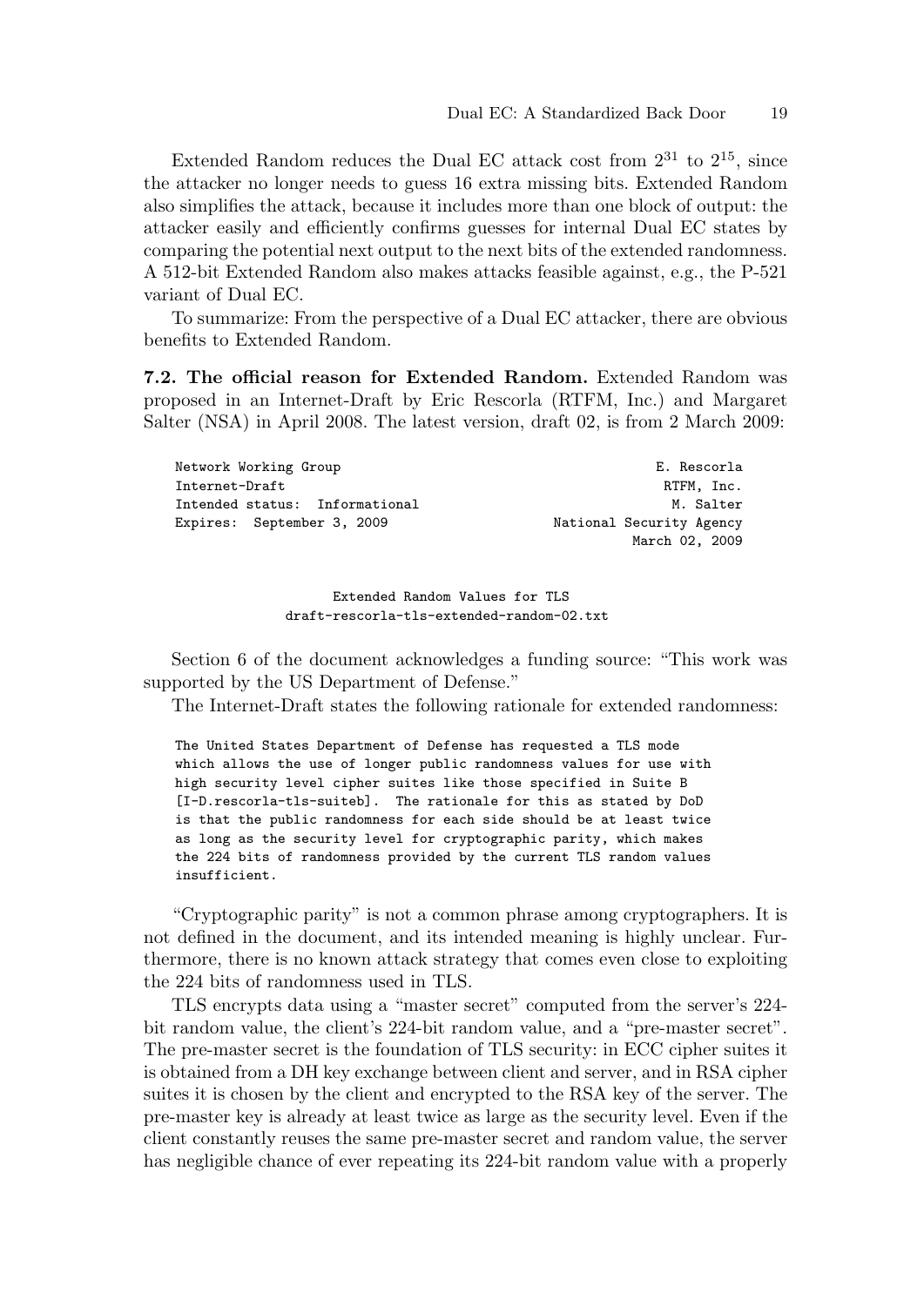Extended Random reduces the Dual EC attack cost from $2^{31}$ to $2^{15}$, since the attacker no longer needs to guess 16 extra missing bits. Extended Random also simplifies the attack, because it includes more than one block of output: the attacker easily and efficiently confirms guesses for internal Dual EC states by comparing the potential next output to the next bits of the extended randomness. A 512-bit Extended Random also makes attacks feasible against, e.g., the P-521 variant of Dual EC.

To summarize: From the perspective of a Dual EC attacker, there are obvious benefits to Extended Random.

**7.2. The official reason for Extended Random.** Extended Random was proposed in an Internet-Draft by Eric Rescorla (RTFM, Inc.) and Margaret Salter (NSA) in April 2008. The latest version, draft 02, is from 2 March 2009:

```
Network Working Group                                        E. Rescorla
Internet-Draft                                                RTFM, Inc.
Intended status:  Informational                                M. Salter
Expires:  September 3, 2009                     National Security Agency
                                                          March 02, 2009


                     Extended Random Values for TLS
                 draft-rescorla-tls-extended-random-02.txt
```

Section 6 of the document acknowledges a funding source: "This work was supported by the US Department of Defense."

The Internet-Draft states the following rationale for extended randomness:

```
The United States Department of Defense has requested a TLS mode
which allows the use of longer public randomness values for use with
high security level cipher suites like those specified in Suite B
[I-D.rescorla-tls-suiteb].  The rationale for this as stated by DoD
is that the public randomness for each side should be at least twice
as long as the security level for cryptographic parity, which makes
the 224 bits of randomness provided by the current TLS random values
insufficient.
```

"Cryptographic parity" is not a common phrase among cryptographers. It is not defined in the document, and its intended meaning is highly unclear. Furthermore, there is no known attack strategy that comes even close to exploiting the 224 bits of randomness used in TLS.

TLS encrypts data using a "master secret" computed from the server's 224-bit random value, the client's 224-bit random value, and a "pre-master secret". The pre-master secret is the foundation of TLS security: in ECC cipher suites it is obtained from a DH key exchange between client and server, and in RSA cipher suites it is chosen by the client and encrypted to the RSA key of the server. The pre-master key is already at least twice as large as the security level. Even if the client constantly reuses the same pre-master secret and random value, the server has negligible chance of ever repeating its 224-bit random value with a properly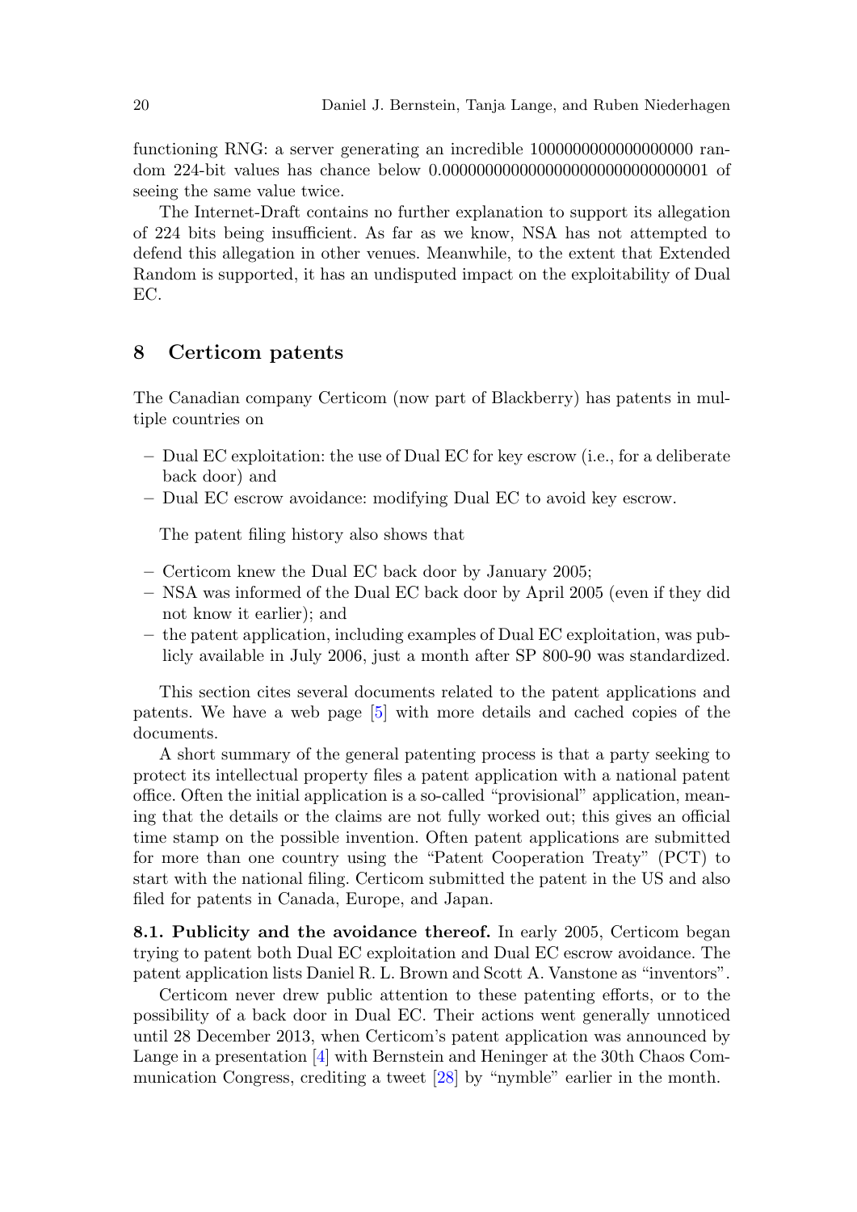functioning RNG: a server generating an incredible 1000000000000000000 random 224-bit values has chance below 0.0000000000000000000000000000001 of seeing the same value twice.

The Internet-Draft contains no further explanation to support its allegation of 224 bits being insufficient. As far as we know, NSA has not attempted to defend this allegation in other venues. Meanwhile, to the extent that Extended Random is supported, it has an undisputed impact on the exploitability of Dual EC.

## 8 Certicom patents

The Canadian company Certicom (now part of Blackberry) has patents in multiple countries on

- Dual EC exploitation: the use of Dual EC for key escrow (i.e., for a deliberate back door) and
- Dual EC escrow avoidance: modifying Dual EC to avoid key escrow.

The patent filing history also shows that

- Certicom knew the Dual EC back door by January 2005;
- NSA was informed of the Dual EC back door by April 2005 (even if they did not know it earlier); and
- the patent application, including examples of Dual EC exploitation, was publicly available in July 2006, just a month after SP 800-90 was standardized.

This section cites several documents related to the patent applications and patents. We have a web page [5] with more details and cached copies of the documents.

A short summary of the general patenting process is that a party seeking to protect its intellectual property files a patent application with a national patent office. Often the initial application is a so-called "provisional" application, meaning that the details or the claims are not fully worked out; this gives an official time stamp on the possible invention. Often patent applications are submitted for more than one country using the "Patent Cooperation Treaty" (PCT) to start with the national filing. Certicom submitted the patent in the US and also filed for patents in Canada, Europe, and Japan.

**8.1. Publicity and the avoidance thereof.** In early 2005, Certicom began trying to patent both Dual EC exploitation and Dual EC escrow avoidance. The patent application lists Daniel R. L. Brown and Scott A. Vanstone as "inventors".

Certicom never drew public attention to these patenting efforts, or to the possibility of a back door in Dual EC. Their actions went generally unnoticed until 28 December 2013, when Certicom's patent application was announced by Lange in a presentation [4] with Bernstein and Heninger at the 30th Chaos Communication Congress, crediting a tweet [28] by "nymble" earlier in the month.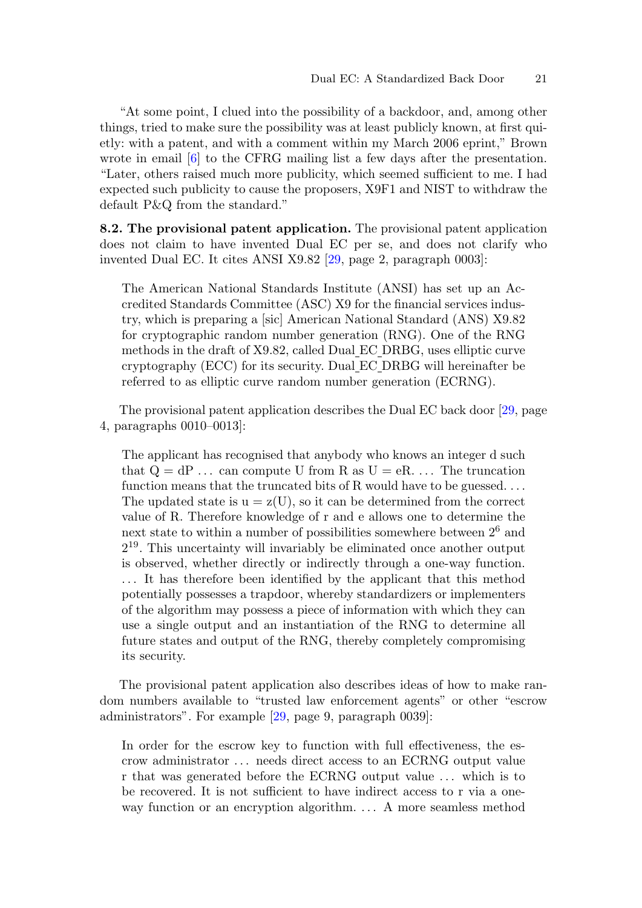"At some point, I clued into the possibility of a backdoor, and, among other things, tried to make sure the possibility was at least publicly known, at first quietly: with a patent, and with a comment within my March 2006 eprint," Brown wrote in email [6] to the CFRG mailing list a few days after the presentation. "Later, others raised much more publicity, which seemed sufficient to me. I had expected such publicity to cause the proposers, X9F1 and NIST to withdraw the default P&Q from the standard."

**8.2. The provisional patent application.** The provisional patent application does not claim to have invented Dual EC per se, and does not clarify who invented Dual EC. It cites ANSI X9.82 [29, page 2, paragraph 0003]:

> The American National Standards Institute (ANSI) has set up an Accredited Standards Committee (ASC) X9 for the financial services industry, which is preparing a [sic] American National Standard (ANS) X9.82 for cryptographic random number generation (RNG). One of the RNG methods in the draft of X9.82, called Dual_EC_DRBG, uses elliptic curve cryptography (ECC) for its security. Dual_EC_DRBG will hereinafter be referred to as elliptic curve random number generation (ECRNG).

The provisional patent application describes the Dual EC back door [29, page 4, paragraphs 0010–0013]:

> The applicant has recognised that anybody who knows an integer d such that Q = dP ... can compute U from R as U = eR. ... The truncation function means that the truncated bits of R would have to be guessed. ... The updated state is u = z(U), so it can be determined from the correct value of R. Therefore knowledge of r and e allows one to determine the next state to within a number of possibilities somewhere between $2^6$ and $2^{19}$. This uncertainty will invariably be eliminated once another output is observed, whether directly or indirectly through a one-way function. ... It has therefore been identified by the applicant that this method potentially possesses a trapdoor, whereby standardizers or implementers of the algorithm may possess a piece of information with which they can use a single output and an instantiation of the RNG to determine all future states and output of the RNG, thereby completely compromising its security.

The provisional patent application also describes ideas of how to make random numbers available to "trusted law enforcement agents" or other "escrow administrators". For example [29, page 9, paragraph 0039]:

> In order for the escrow key to function with full effectiveness, the escrow administrator ... needs direct access to an ECRNG output value r that was generated before the ECRNG output value ... which is to be recovered. It is not sufficient to have indirect access to r via a one-way function or an encryption algorithm. ... A more seamless method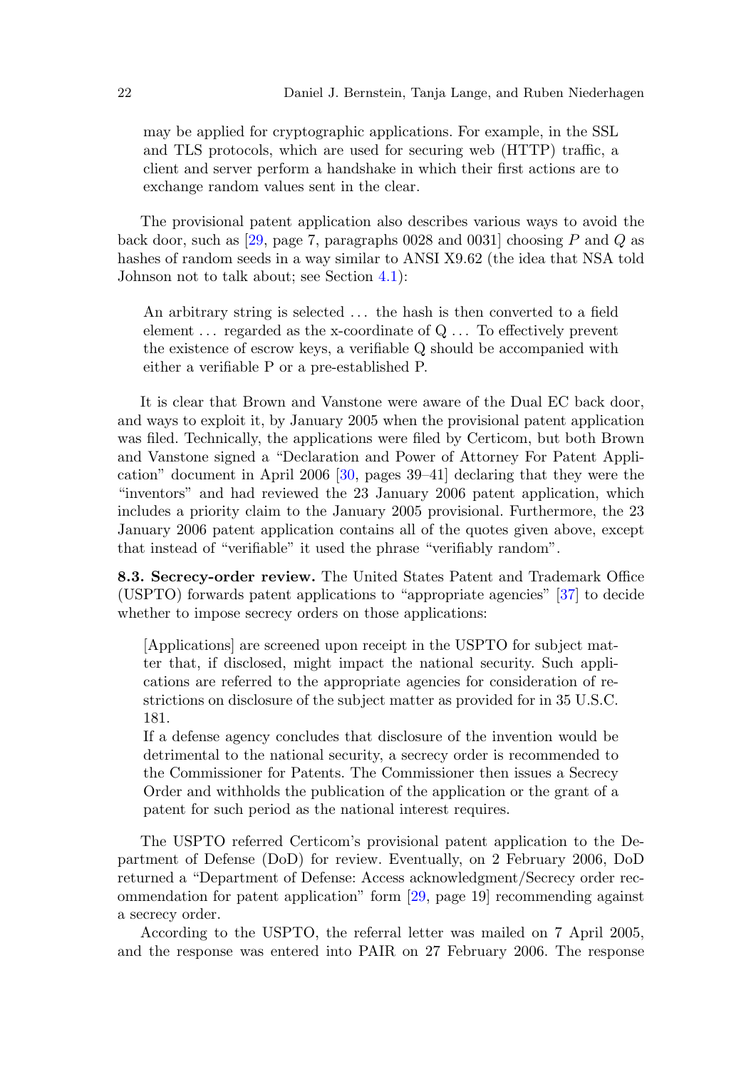may be applied for cryptographic applications. For example, in the SSL and TLS protocols, which are used for securing web (HTTP) traffic, a client and server perform a handshake in which their first actions are to exchange random values sent in the clear.

The provisional patent application also describes various ways to avoid the back door, such as [29, page 7, paragraphs 0028 and 0031] choosing $P$ and $Q$ as hashes of random seeds in a way similar to ANSI X9.62 (the idea that NSA told Johnson not to talk about; see Section 4.1):

> An arbitrary string is selected ... the hash is then converted to a field element ... regarded as the x-coordinate of Q ... To effectively prevent the existence of escrow keys, a verifiable Q should be accompanied with either a verifiable P or a pre-established P.

It is clear that Brown and Vanstone were aware of the Dual EC back door, and ways to exploit it, by January 2005 when the provisional patent application was filed. Technically, the applications were filed by Certicom, but both Brown and Vanstone signed a "Declaration and Power of Attorney For Patent Application" document in April 2006 [30, pages 39–41] declaring that they were the "inventors" and had reviewed the 23 January 2006 patent application, which includes a priority claim to the January 2005 provisional. Furthermore, the 23 January 2006 patent application contains all of the quotes given above, except that instead of "verifiable" it used the phrase "verifiably random".

**8.3. Secrecy-order review.** The United States Patent and Trademark Office (USPTO) forwards patent applications to "appropriate agencies" [37] to decide whether to impose secrecy orders on those applications:

> [Applications] are screened upon receipt in the USPTO for subject matter that, if disclosed, might impact the national security. Such applications are referred to the appropriate agencies for consideration of restrictions on disclosure of the subject matter as provided for in 35 U.S.C. 181.
>
> If a defense agency concludes that disclosure of the invention would be detrimental to the national security, a secrecy order is recommended to the Commissioner for Patents. The Commissioner then issues a Secrecy Order and withholds the publication of the application or the grant of a patent for such period as the national interest requires.

The USPTO referred Certicom's provisional patent application to the Department of Defense (DoD) for review. Eventually, on 2 February 2006, DoD returned a "Department of Defense: Access acknowledgment/Secrecy order recommendation for patent application" form [29, page 19] recommending against a secrecy order.

According to the USPTO, the referral letter was mailed on 7 April 2005, and the response was entered into PAIR on 27 February 2006. The response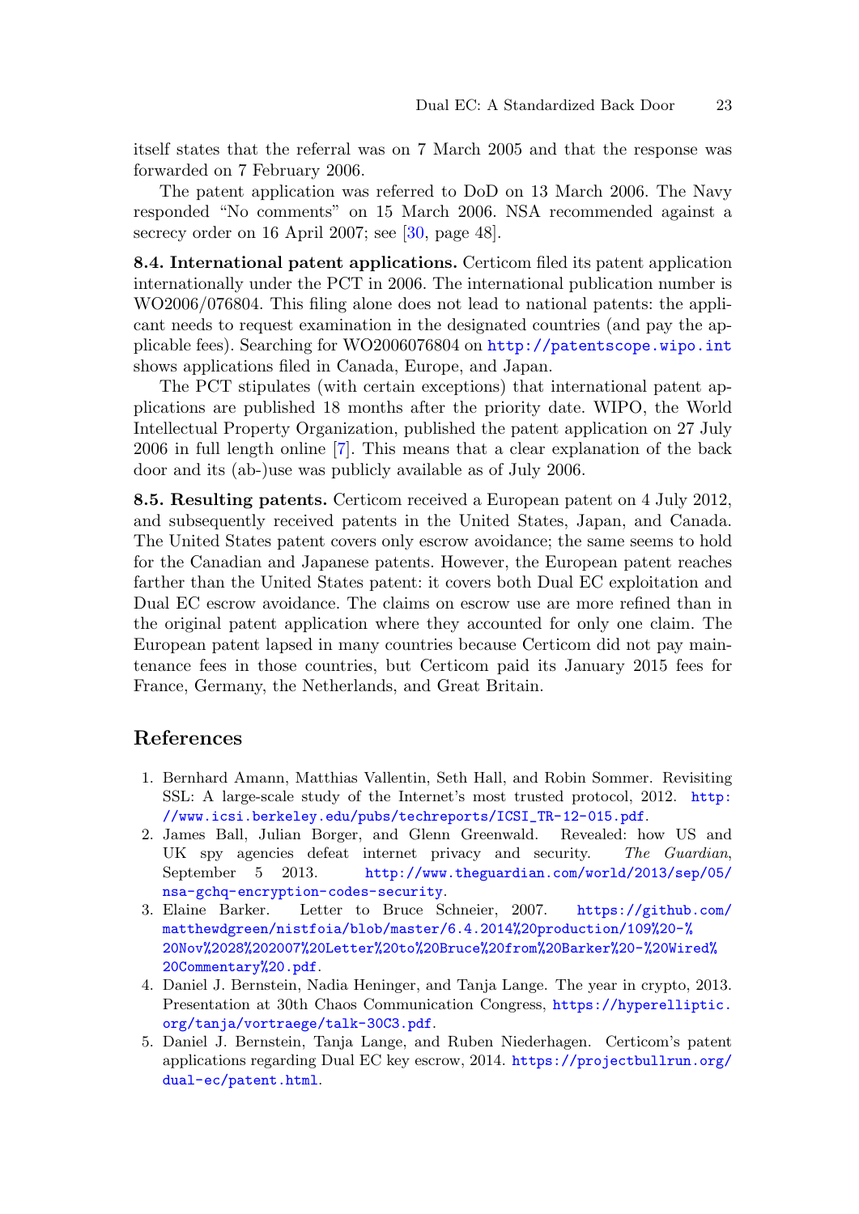itself states that the referral was on 7 March 2005 and that the response was forwarded on 7 February 2006.

The patent application was referred to DoD on 13 March 2006. The Navy responded "No comments" on 15 March 2006. NSA recommended against a secrecy order on 16 April 2007; see [30, page 48].

**8.4. International patent applications.** Certicom filed its patent application internationally under the PCT in 2006. The international publication number is WO2006/076804. This filing alone does not lead to national patents: the applicant needs to request examination in the designated countries (and pay the applicable fees). Searching for WO2006076804 on http://patentscope.wipo.int shows applications filed in Canada, Europe, and Japan.

The PCT stipulates (with certain exceptions) that international patent applications are published 18 months after the priority date. WIPO, the World Intellectual Property Organization, published the patent application on 27 July 2006 in full length online [7]. This means that a clear explanation of the back door and its (ab-)use was publicly available as of July 2006.

**8.5. Resulting patents.** Certicom received a European patent on 4 July 2012, and subsequently received patents in the United States, Japan, and Canada. The United States patent covers only escrow avoidance; the same seems to hold for the Canadian and Japanese patents. However, the European patent reaches farther than the United States patent: it covers both Dual EC exploitation and Dual EC escrow avoidance. The claims on escrow use are more refined than in the original patent application where they accounted for only one claim. The European patent lapsed in many countries because Certicom did not pay maintenance fees in those countries, but Certicom paid its January 2015 fees for France, Germany, the Netherlands, and Great Britain.

## References

1. Bernhard Amann, Matthias Vallentin, Seth Hall, and Robin Sommer. Revisiting SSL: A large-scale study of the Internet's most trusted protocol, 2012. http://www.icsi.berkeley.edu/pubs/techreports/ICSI_TR-12-015.pdf.
2. James Ball, Julian Borger, and Glenn Greenwald. Revealed: how US and UK spy agencies defeat internet privacy and security. *The Guardian*, September 5 2013. http://www.theguardian.com/world/2013/sep/05/nsa-gchq-encryption-codes-security.
3. Elaine Barker. Letter to Bruce Schneier, 2007. https://github.com/matthewdgreen/nistfoia/blob/master/6.4.2014%20production/109%20-%20Nov%2028%202007%20Letter%20to%20Bruce%20from%20Barker%20-%20Wired%20Commentary%20.pdf.
4. Daniel J. Bernstein, Nadia Heninger, and Tanja Lange. The year in crypto, 2013. Presentation at 30th Chaos Communication Congress, https://hyperelliptic.org/tanja/vortraege/talk-30C3.pdf.
5. Daniel J. Bernstein, Tanja Lange, and Ruben Niederhagen. Certicom's patent applications regarding Dual EC key escrow, 2014. https://projectbullrun.org/dual-ec/patent.html.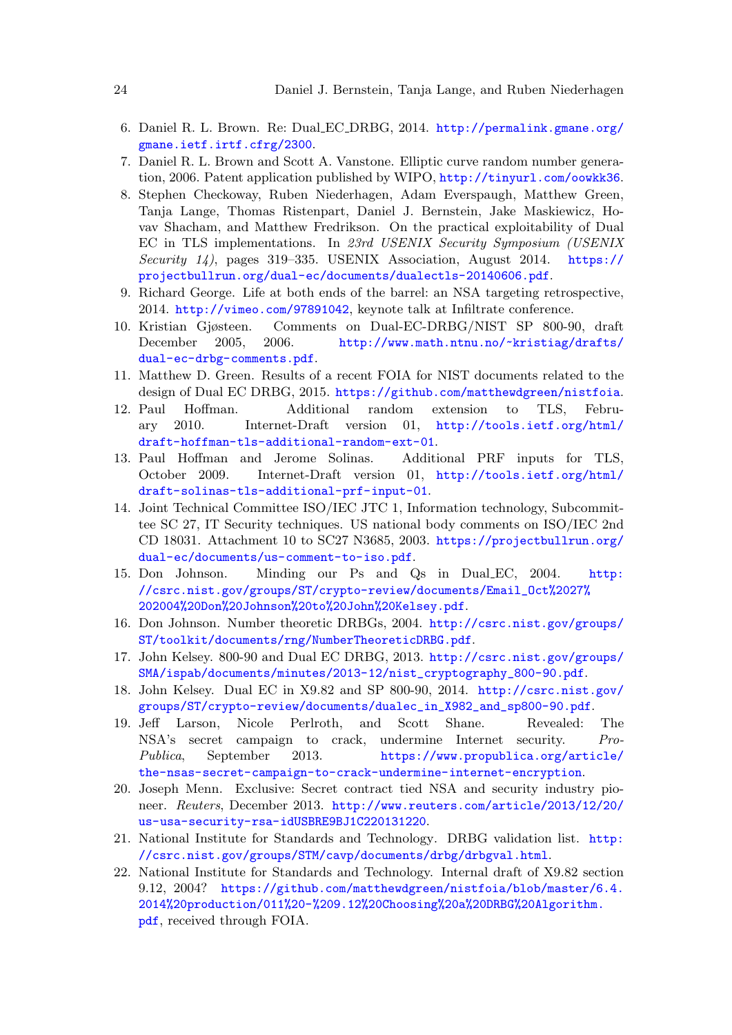6. Daniel R. L. Brown. Re: Dual_EC_DRBG, 2014. http://permalink.gmane.org/gmane.ietf.irtf.cfrg/2300.
7. Daniel R. L. Brown and Scott A. Vanstone. Elliptic curve random number generation, 2006. Patent application published by WIPO, http://tinyurl.com/oowkk36.
8. Stephen Checkoway, Ruben Niederhagen, Adam Everspaugh, Matthew Green, Tanja Lange, Thomas Ristenpart, Daniel J. Bernstein, Jake Maskiewicz, Hovav Shacham, and Matthew Fredrikson. On the practical exploitability of Dual EC in TLS implementations. In *23rd USENIX Security Symposium (USENIX Security 14)*, pages 319–335. USENIX Association, August 2014. https://projectbullrun.org/dual-ec/documents/dualectls-20140606.pdf.
9. Richard George. Life at both ends of the barrel: an NSA targeting retrospective, 2014. http://vimeo.com/97891042, keynote talk at Infiltrate conference.
10. Kristian Gjøsteen. Comments on Dual-EC-DRBG/NIST SP 800-90, draft December 2005, 2006. http://www.math.ntnu.no/~kristiag/drafts/dual-ec-drbg-comments.pdf.
11. Matthew D. Green. Results of a recent FOIA for NIST documents related to the design of Dual EC DRBG, 2015. https://github.com/matthewdgreen/nistfoia.
12. Paul Hoffman. Additional random extension to TLS, February 2010. Internet-Draft version 01, http://tools.ietf.org/html/draft-hoffman-tls-additional-random-ext-01.
13. Paul Hoffman and Jerome Solinas. Additional PRF inputs for TLS, October 2009. Internet-Draft version 01, http://tools.ietf.org/html/draft-solinas-tls-additional-prf-input-01.
14. Joint Technical Committee ISO/IEC JTC 1, Information technology, Subcommittee SC 27, IT Security techniques. US national body comments on ISO/IEC 2nd CD 18031. Attachment 10 to SC27 N3685, 2003. https://projectbullrun.org/dual-ec/documents/us-comment-to-iso.pdf.
15. Don Johnson. Minding our Ps and Qs in Dual_EC, 2004. http://csrc.nist.gov/groups/ST/crypto-review/documents/Email_Oct%2027%202004%20Don%20Johnson%20to%20John%20Kelsey.pdf.
16. Don Johnson. Number theoretic DRBGs, 2004. http://csrc.nist.gov/groups/ST/toolkit/documents/rng/NumberTheoreticDRBG.pdf.
17. John Kelsey. 800-90 and Dual EC DRBG, 2013. http://csrc.nist.gov/groups/SMA/ispab/documents/minutes/2013-12/nist_cryptography_800-90.pdf.
18. John Kelsey. Dual EC in X9.82 and SP 800-90, 2014. http://csrc.nist.gov/groups/ST/crypto-review/documents/dualec_in_X982_and_sp800-90.pdf.
19. Jeff Larson, Nicole Perlroth, and Scott Shane. Revealed: The NSA's secret campaign to crack, undermine Internet security. *ProPublica*, September 2013. https://www.propublica.org/article/the-nsas-secret-campaign-to-crack-undermine-internet-encryption.
20. Joseph Menn. Exclusive: Secret contract tied NSA and security industry pioneer. *Reuters*, December 2013. http://www.reuters.com/article/2013/12/20/us-usa-security-rsa-idUSBRE9BJ1C220131220.
21. National Institute for Standards and Technology. DRBG validation list. http://csrc.nist.gov/groups/STM/cavp/documents/drbg/drbgval.html.
22. National Institute for Standards and Technology. Internal draft of X9.82 section 9.12, 2004? https://github.com/matthewdgreen/nistfoia/blob/master/6.4.2014%20production/011%20-%209.12%20Choosing%20a%20DRBG%20Algorithm.pdf, received through FOIA.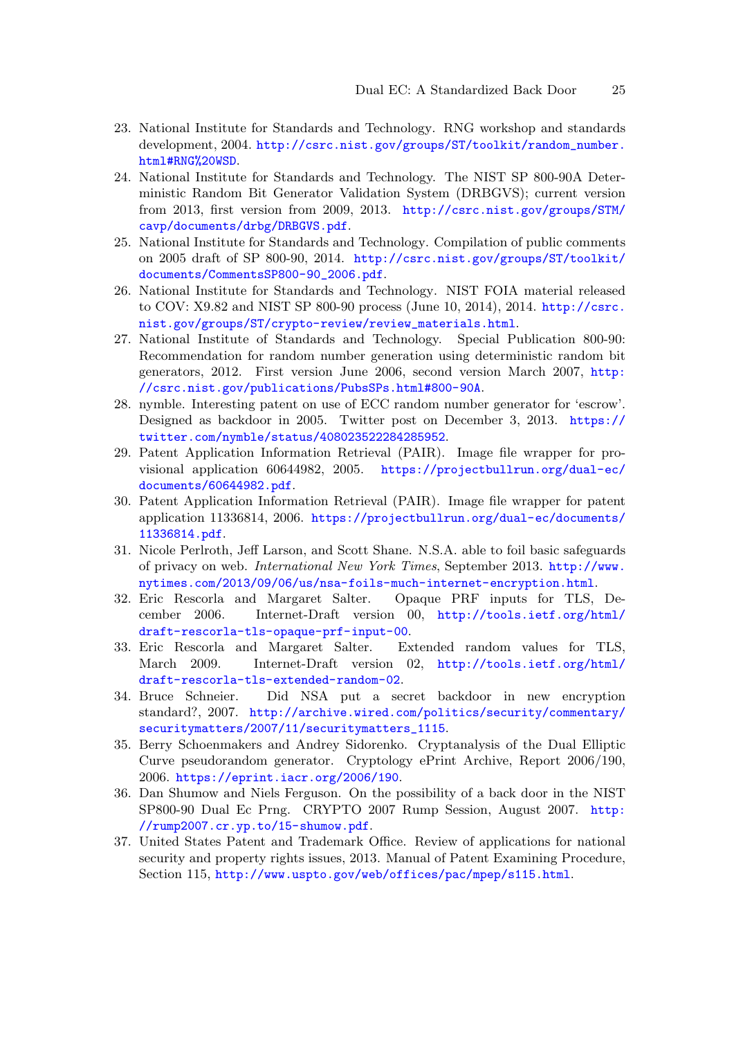23. National Institute for Standards and Technology. RNG workshop and standards development, 2004. http://csrc.nist.gov/groups/ST/toolkit/random_number.html#RNG%20WSD.
24. National Institute for Standards and Technology. The NIST SP 800-90A Deterministic Random Bit Generator Validation System (DRBGVS); current version from 2013, first version from 2009, 2013. http://csrc.nist.gov/groups/STM/cavp/documents/drbg/DRBGVS.pdf.
25. National Institute for Standards and Technology. Compilation of public comments on 2005 draft of SP 800-90, 2014. http://csrc.nist.gov/groups/ST/toolkit/documents/CommentsSP800-90_2006.pdf.
26. National Institute for Standards and Technology. NIST FOIA material released to COV: X9.82 and NIST SP 800-90 process (June 10, 2014), 2014. http://csrc.nist.gov/groups/ST/crypto-review/review_materials.html.
27. National Institute of Standards and Technology. Special Publication 800-90: Recommendation for random number generation using deterministic random bit generators, 2012. First version June 2006, second version March 2007, http://csrc.nist.gov/publications/PubsSPs.html#800-90A.
28. nymble. Interesting patent on use of ECC random number generator for 'escrow'. Designed as backdoor in 2005. Twitter post on December 3, 2013. https://twitter.com/nymble/status/408023522284285952.
29. Patent Application Information Retrieval (PAIR). Image file wrapper for provisional application 60644982, 2005. https://projectbullrun.org/dual-ec/documents/60644982.pdf.
30. Patent Application Information Retrieval (PAIR). Image file wrapper for patent application 11336814, 2006. https://projectbullrun.org/dual-ec/documents/11336814.pdf.
31. Nicole Perlroth, Jeff Larson, and Scott Shane. N.S.A. able to foil basic safeguards of privacy on web. *International New York Times*, September 2013. http://www.nytimes.com/2013/09/06/us/nsa-foils-much-internet-encryption.html.
32. Eric Rescorla and Margaret Salter. Opaque PRF inputs for TLS, December 2006. Internet-Draft version 00, http://tools.ietf.org/html/draft-rescorla-tls-opaque-prf-input-00.
33. Eric Rescorla and Margaret Salter. Extended random values for TLS, March 2009. Internet-Draft version 02, http://tools.ietf.org/html/draft-rescorla-tls-extended-random-02.
34. Bruce Schneier. Did NSA put a secret backdoor in new encryption standard?, 2007. http://archive.wired.com/politics/security/commentary/securitymatters/2007/11/securitymatters_1115.
35. Berry Schoenmakers and Andrey Sidorenko. Cryptanalysis of the Dual Elliptic Curve pseudorandom generator. Cryptology ePrint Archive, Report 2006/190, 2006. https://eprint.iacr.org/2006/190.
36. Dan Shumow and Niels Ferguson. On the possibility of a back door in the NIST SP800-90 Dual Ec Prng. CRYPTO 2007 Rump Session, August 2007. http://rump2007.cr.yp.to/15-shumow.pdf.
37. United States Patent and Trademark Office. Review of applications for national security and property rights issues, 2013. Manual of Patent Examining Procedure, Section 115, http://www.uspto.gov/web/offices/pac/mpep/s115.html.